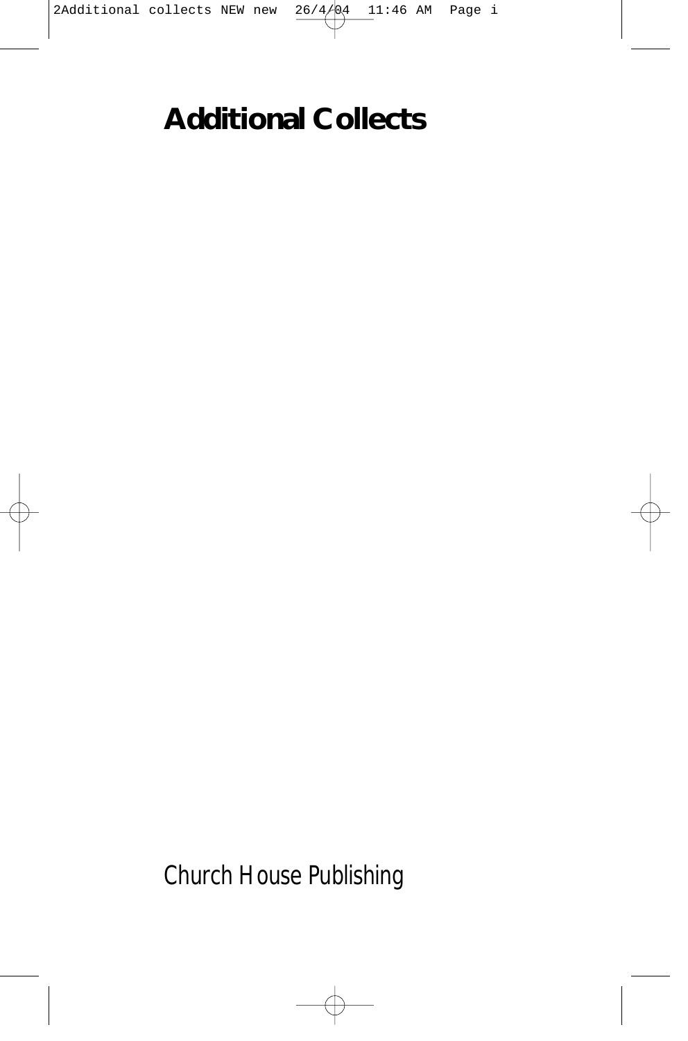# Additional Collects

Church House Publishing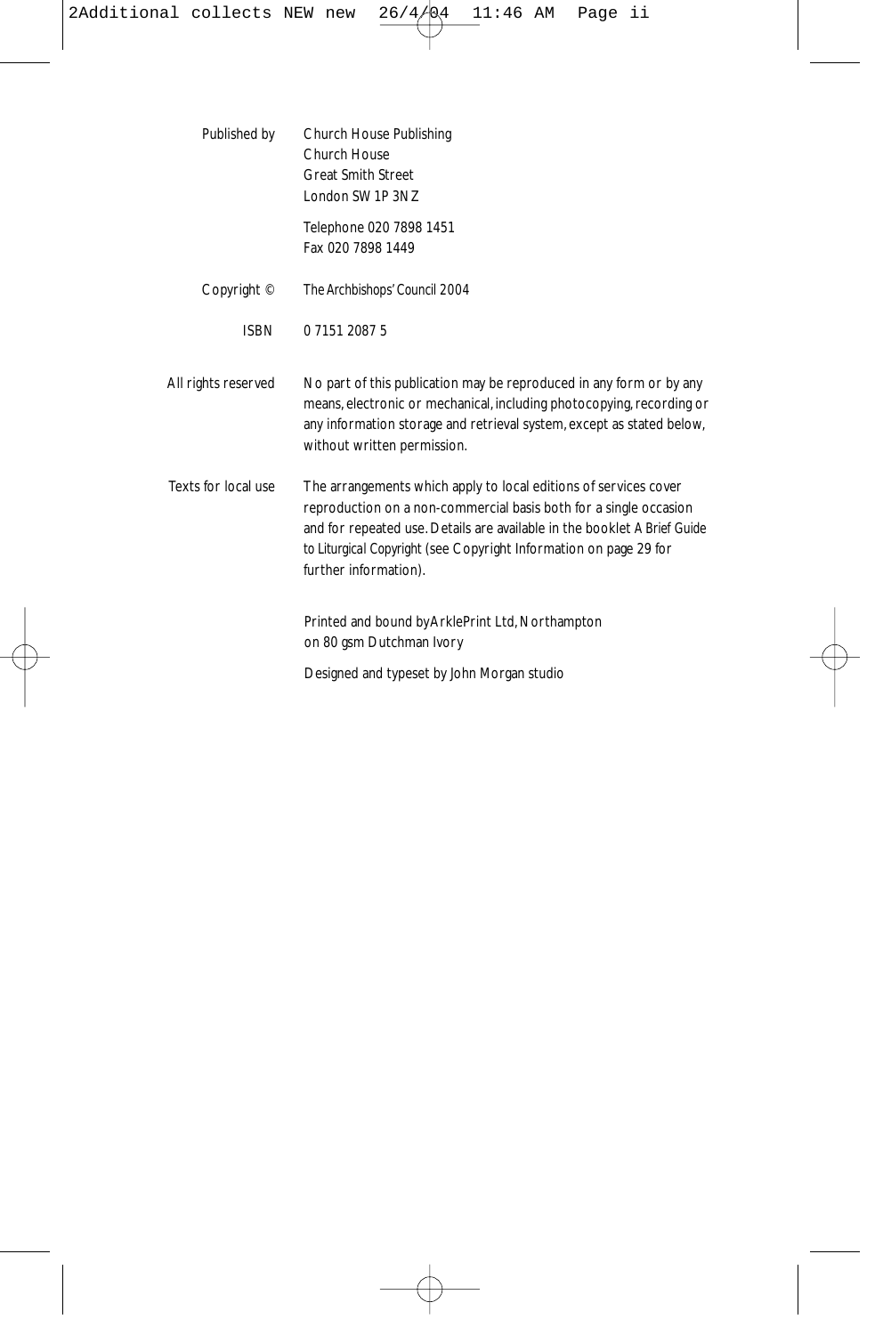| | |
|---|---|
| Published by | Church House Publishing<br>Church House<br>Great Smith Street<br>London SW1P 3NZ<br><br>Telephone 020 7898 1451<br>Fax 020 7898 1449 |
| Copyright © | The Archbishops' Council 2004 |
| ISBN | 0 7151 2087 5 |
| All rights reserved | No part of this publication may be reproduced in any form or by any means, electronic or mechanical, including photocopying, recording or any information storage and retrieval system, except as stated below, without written permission. |
| Texts for local use | The arrangements which apply to local editions of services cover reproduction on a non-commercial basis both for a single occasion and for repeated use. Details are available in the booklet *A Brief Guide to Liturgical Copyright* (see Copyright Information on page 29 for further information). |

Printed and bound by ArklePrint Ltd, Northampton on 80 gsm Dutchman Ivory

Designed and typeset by John Morgan studio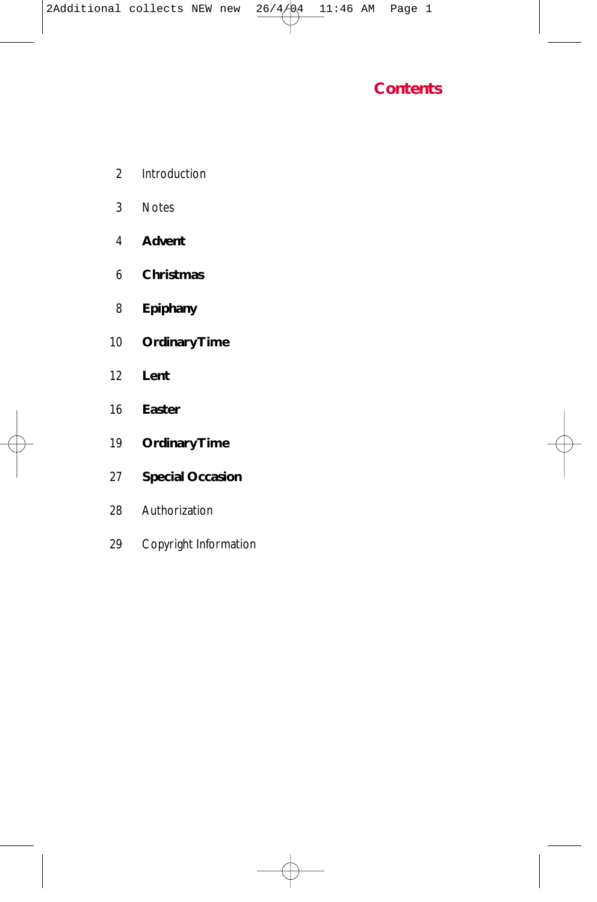# Contents

| | |
|---|---|
| 2 | Introduction |
| 3 | Notes |
| 4 | **Advent** |
| 6 | **Christmas** |
| 8 | **Epiphany** |
| 10 | **OrdinaryTime** |
| 12 | **Lent** |
| 16 | **Easter** |
| 19 | **OrdinaryTime** |
| 27 | **Special Occasion** |
| 28 | Authorization |
| 29 | Copyright Information |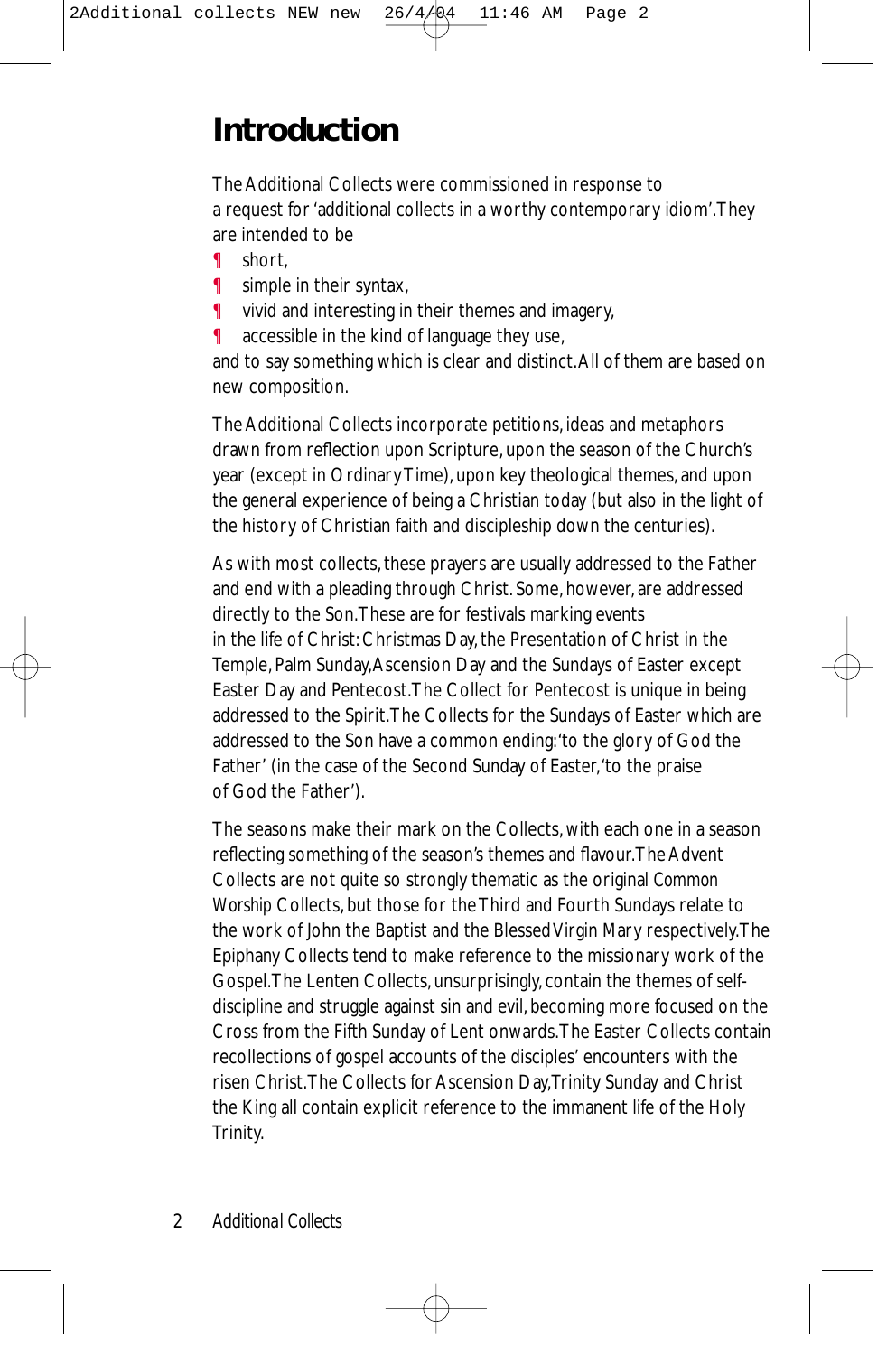# Introduction

The Additional Collects were commissioned in response to a request for 'additional collects in a worthy contemporary idiom'. They are intended to be

¶ short,
¶ simple in their syntax,
¶ vivid and interesting in their themes and imagery,
¶ accessible in the kind of language they use,

and to say something which is clear and distinct. All of them are based on new composition.

The Additional Collects incorporate petitions, ideas and metaphors drawn from reflection upon Scripture, upon the season of the Church's year (except in Ordinary Time), upon key theological themes, and upon the general experience of being a Christian today (but also in the light of the history of Christian faith and discipleship down the centuries).

As with most collects, these prayers are usually addressed to the Father and end with a pleading through Christ. Some, however, are addressed directly to the Son. These are for festivals marking events in the life of Christ: Christmas Day, the Presentation of Christ in the Temple, Palm Sunday, Ascension Day and the Sundays of Easter except Easter Day and Pentecost. The Collect for Pentecost is unique in being addressed to the Spirit. The Collects for the Sundays of Easter which are addressed to the Son have a common ending: 'to the glory of God the Father' (in the case of the Second Sunday of Easter, 'to the praise of God the Father').

The seasons make their mark on the Collects, with each one in a season reflecting something of the season's themes and flavour. The Advent Collects are not quite so strongly thematic as the original *Common Worship* Collects, but those for the Third and Fourth Sundays relate to the work of John the Baptist and the Blessed Virgin Mary respectively. The Epiphany Collects tend to make reference to the missionary work of the Gospel. The Lenten Collects, unsurprisingly, contain the themes of self-discipline and struggle against sin and evil, becoming more focused on the Cross from the Fifth Sunday of Lent onwards. The Easter Collects contain recollections of gospel accounts of the disciples' encounters with the risen Christ. The Collects for Ascension Day, Trinity Sunday and Christ the King all contain explicit reference to the immanent life of the Holy Trinity.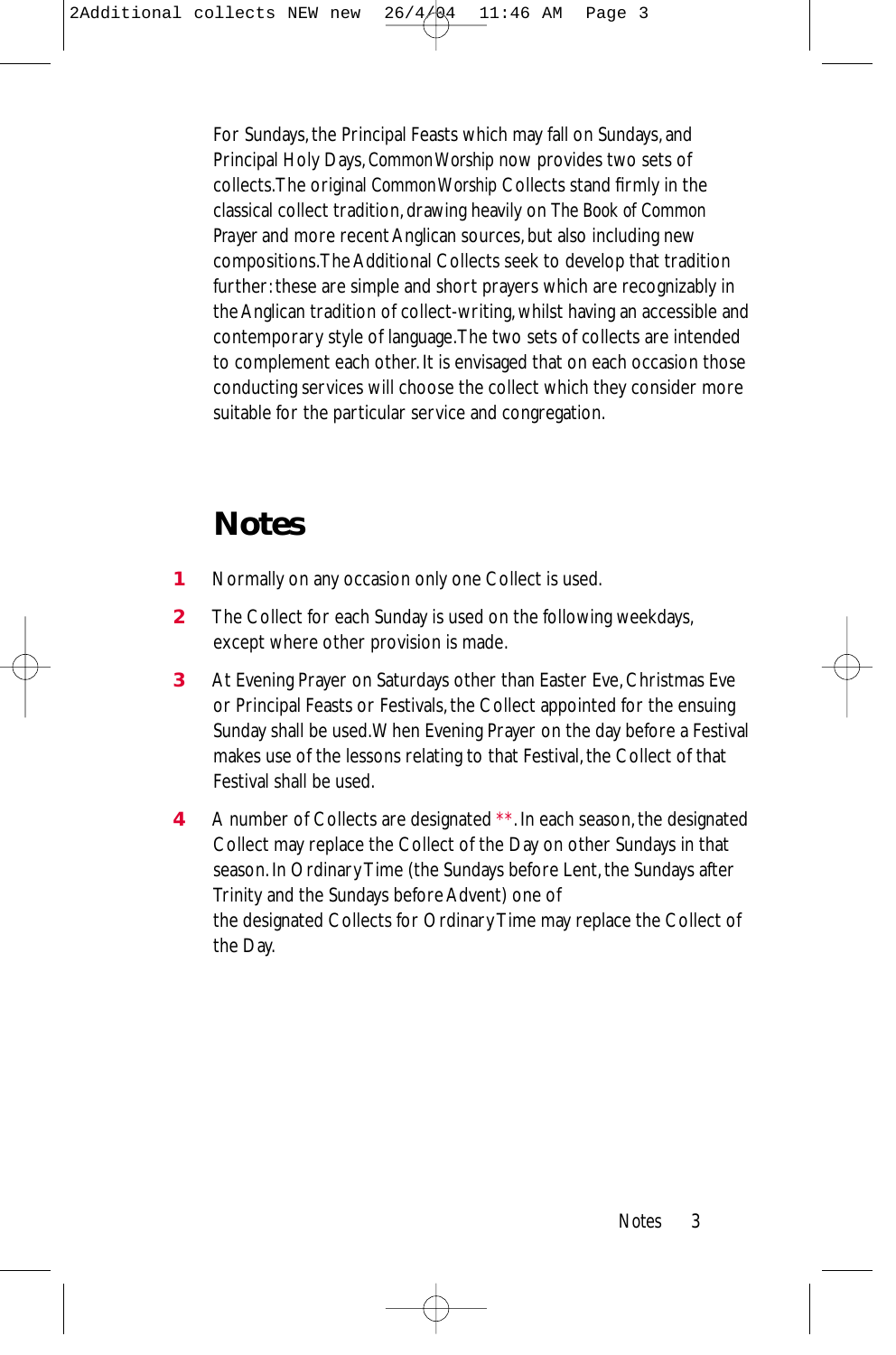For Sundays, the Principal Feasts which may fall on Sundays, and Principal Holy Days, *Common Worship* now provides two sets of collects. The original *Common Worship* Collects stand firmly in the classical collect tradition, drawing heavily on *The Book of Common Prayer* and more recent Anglican sources, but also including new compositions. The Additional Collects seek to develop that tradition further: these are simple and short prayers which are recognizably in the Anglican tradition of collect-writing, whilst having an accessible and contemporary style of language. The two sets of collects are intended to complement each other. It is envisaged that on each occasion those conducting services will choose the collect which they consider more suitable for the particular service and congregation.

## Notes

1. Normally on any occasion only one Collect is used.
2. The Collect for each Sunday is used on the following weekdays, except where other provision is made.
3. At Evening Prayer on Saturdays other than Easter Eve, Christmas Eve or Principal Feasts or Festivals, the Collect appointed for the ensuing Sunday shall be used. When Evening Prayer on the day before a Festival makes use of the lessons relating to that Festival, the Collect of that Festival shall be used.
4. A number of Collects are designated **. In each season, the designated Collect may replace the Collect of the Day on other Sundays in that season. In Ordinary Time (the Sundays before Lent, the Sundays after Trinity and the Sundays before Advent) one of the designated Collects for Ordinary Time may replace the Collect of the Day.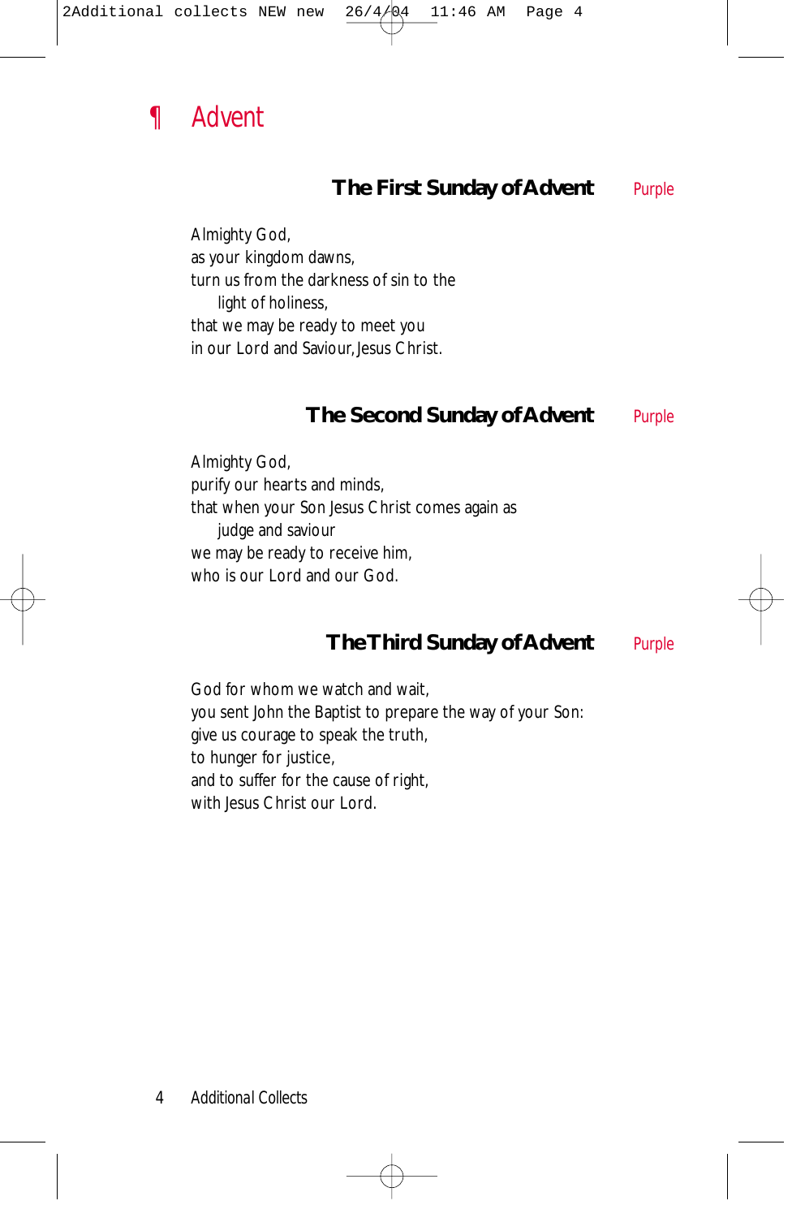# ¶ Advent

## The First Sunday of Advent — Purple

Almighty God,
as your kingdom dawns,
turn us from the darkness of sin to the
light of holiness,
that we may be ready to meet you
in our Lord and Saviour, Jesus Christ.

## The Second Sunday of Advent — Purple

Almighty God,
purify our hearts and minds,
that when your Son Jesus Christ comes again as
judge and saviour
we may be ready to receive him,
who is our Lord and our God.

## The Third Sunday of Advent — Purple

God for whom we watch and wait,
you sent John the Baptist to prepare the way of your Son:
give us courage to speak the truth,
to hunger for justice,
and to suffer for the cause of right,
with Jesus Christ our Lord.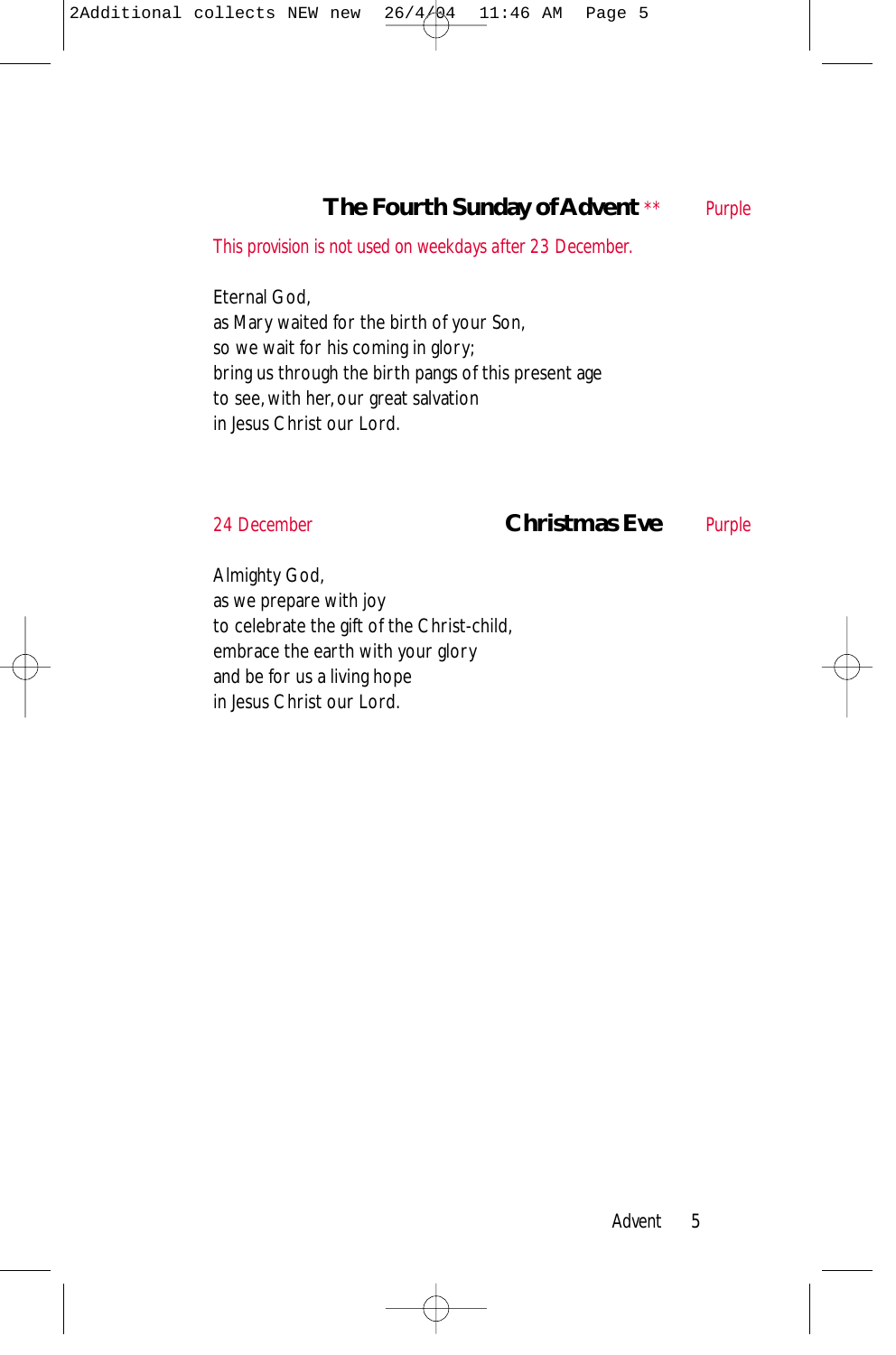## The Fourth Sunday of Advent ** — Purple

This provision is not used on weekdays after 23 December.

Eternal God,
as Mary waited for the birth of your Son,
so we wait for his coming in glory;
bring us through the birth pangs of this present age
to see, with her, our great salvation
in Jesus Christ our Lord.

## Christmas Eve — Purple

24 December

Almighty God,
as we prepare with joy
to celebrate the gift of the Christ-child,
embrace the earth with your glory
and be for us a living hope
in Jesus Christ our Lord.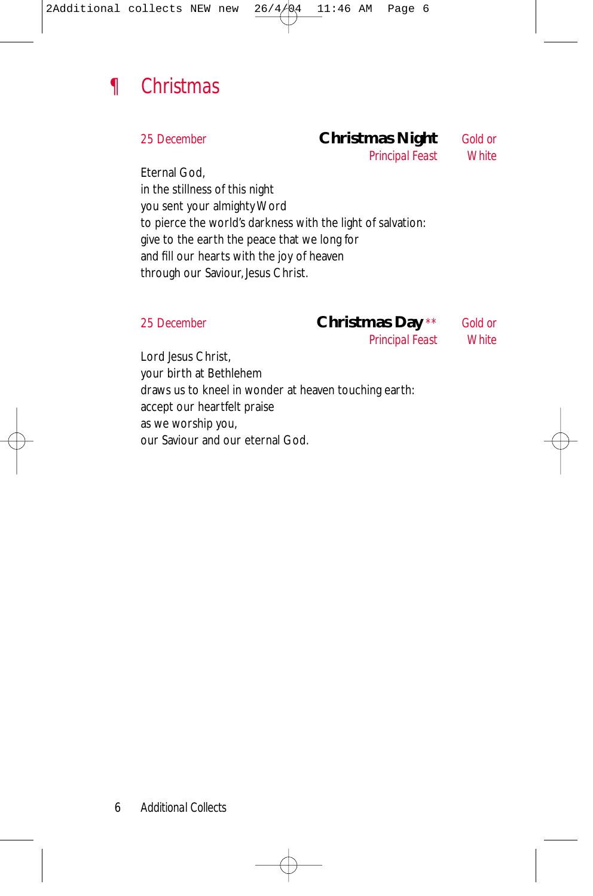# ¶ Christmas

25 December **Christmas Night** Gold or White
Principal Feast

Eternal God,
in the stillness of this night
you sent your almighty Word
to pierce the world's darkness with the light of salvation:
give to the earth the peace that we long for
and fill our hearts with the joy of heaven
through our Saviour, Jesus Christ.

25 December **Christmas Day** ** Gold or White
Principal Feast

Lord Jesus Christ,
your birth at Bethlehem
draws us to kneel in wonder at heaven touching earth:
accept our heartfelt praise
as we worship you,
our Saviour and our eternal God.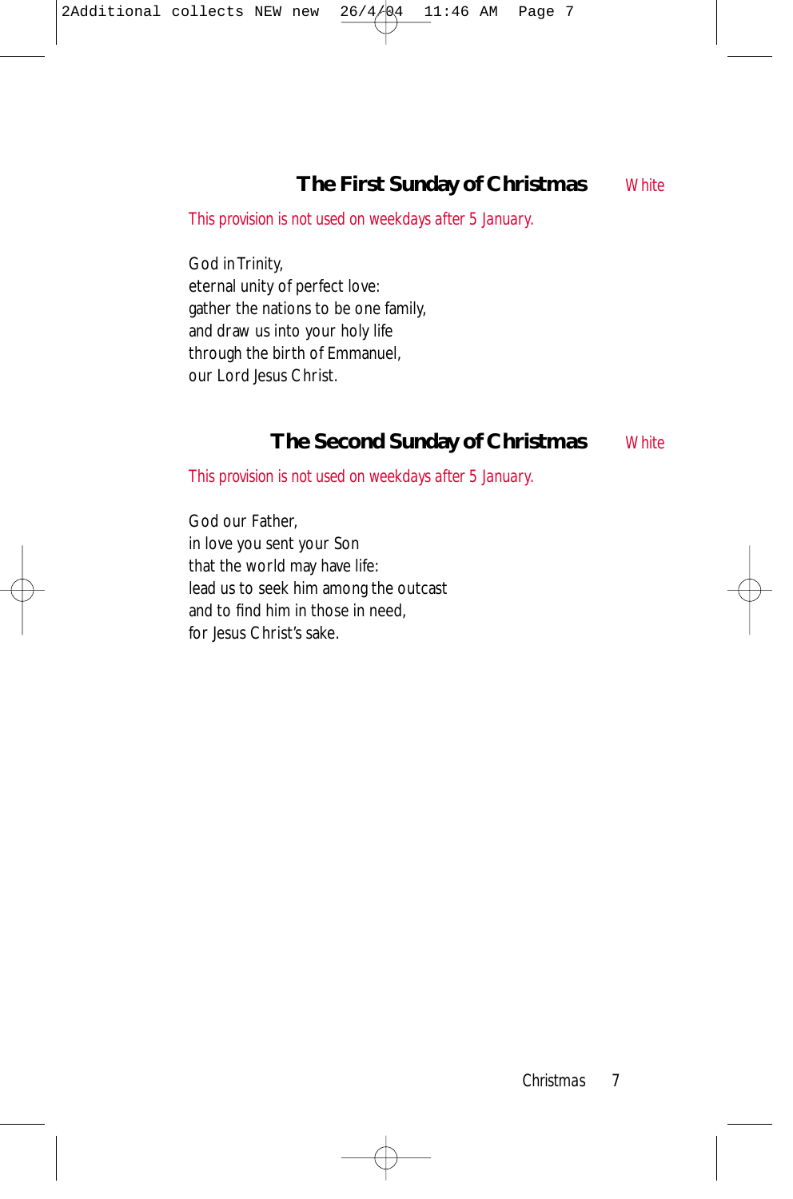## The First Sunday of Christmas *White*

*This provision is not used on weekdays after 5 January.*

God in Trinity,
eternal unity of perfect love:
gather the nations to be one family,
and draw us into your holy life
through the birth of Emmanuel,
our Lord Jesus Christ.

## The Second Sunday of Christmas *White*

*This provision is not used on weekdays after 5 January.*

God our Father,
in love you sent your Son
that the world may have life:
lead us to seek him among the outcast
and to find him in those in need,
for Jesus Christ's sake.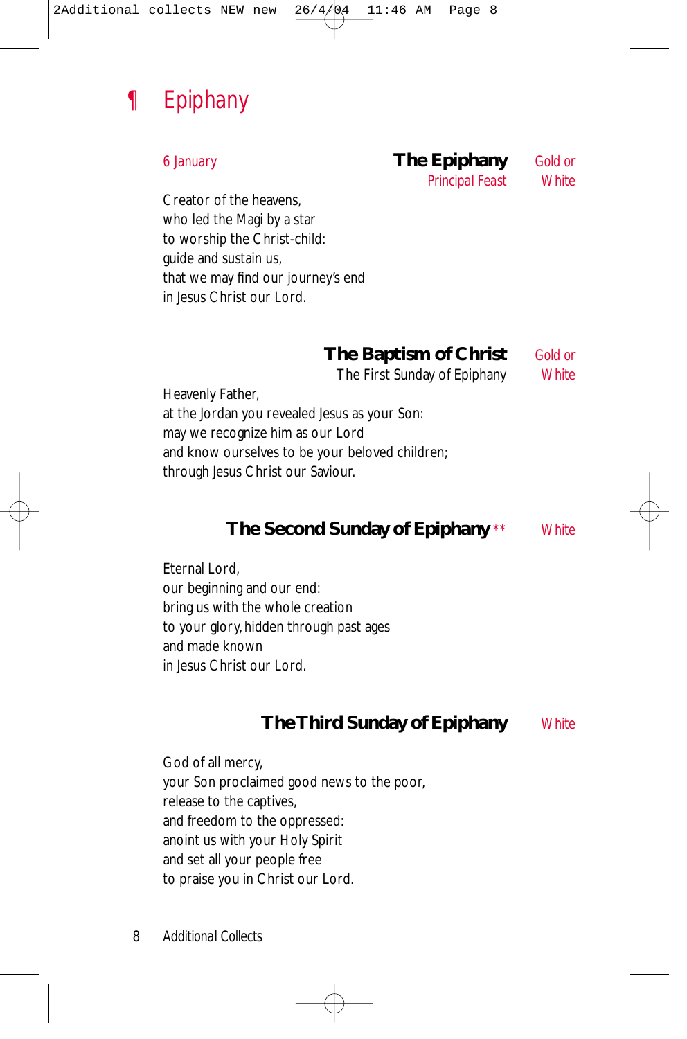# ¶ Epiphany

6 January

## The Epiphany

Principal Feast

Gold or White

Creator of the heavens,
who led the Magi by a star
to worship the Christ-child:
guide and sustain us,
that we may find our journey's end
in Jesus Christ our Lord.

## The Baptism of Christ

The First Sunday of Epiphany

Gold or White

Heavenly Father,
at the Jordan you revealed Jesus as your Son:
may we recognize him as our Lord
and know ourselves to be your beloved children;
through Jesus Christ our Saviour.

## The Second Sunday of Epiphany **

White

Eternal Lord,
our beginning and our end:
bring us with the whole creation
to your glory, hidden through past ages
and made known
in Jesus Christ our Lord.

## The Third Sunday of Epiphany

White

God of all mercy,
your Son proclaimed good news to the poor,
release to the captives,
and freedom to the oppressed:
anoint us with your Holy Spirit
and set all your people free
to praise you in Christ our Lord.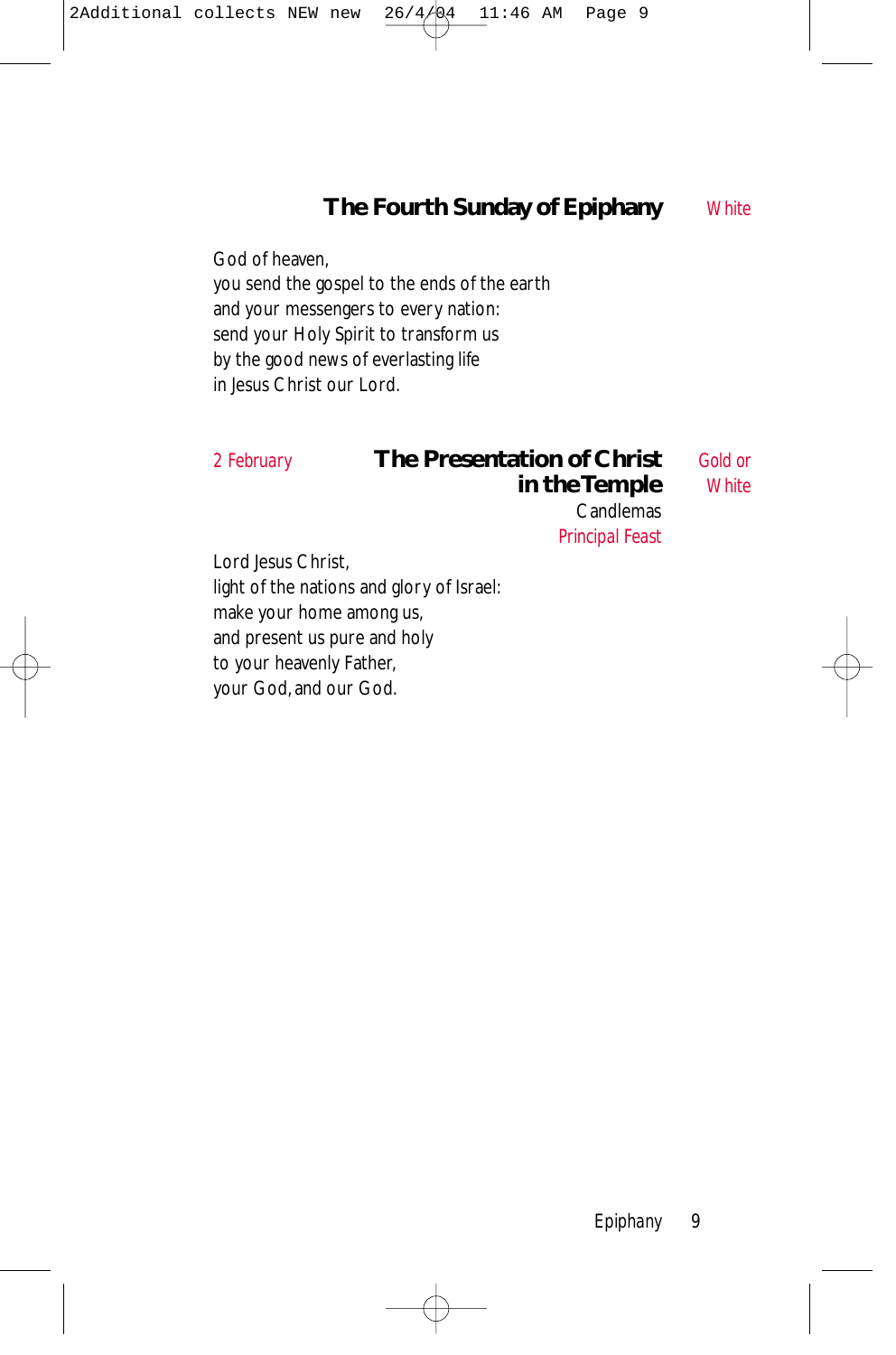## The Fourth Sunday of Epiphany

White

God of heaven,
you send the gospel to the ends of the earth
and your messengers to every nation:
send your Holy Spirit to transform us
by the good news of everlasting life
in Jesus Christ our Lord.

2 February

## The Presentation of Christ in the Temple

Gold or White

Candlemas

Principal Feast

Lord Jesus Christ,
light of the nations and glory of Israel:
make your home among us,
and present us pure and holy
to your heavenly Father,
your God, and our God.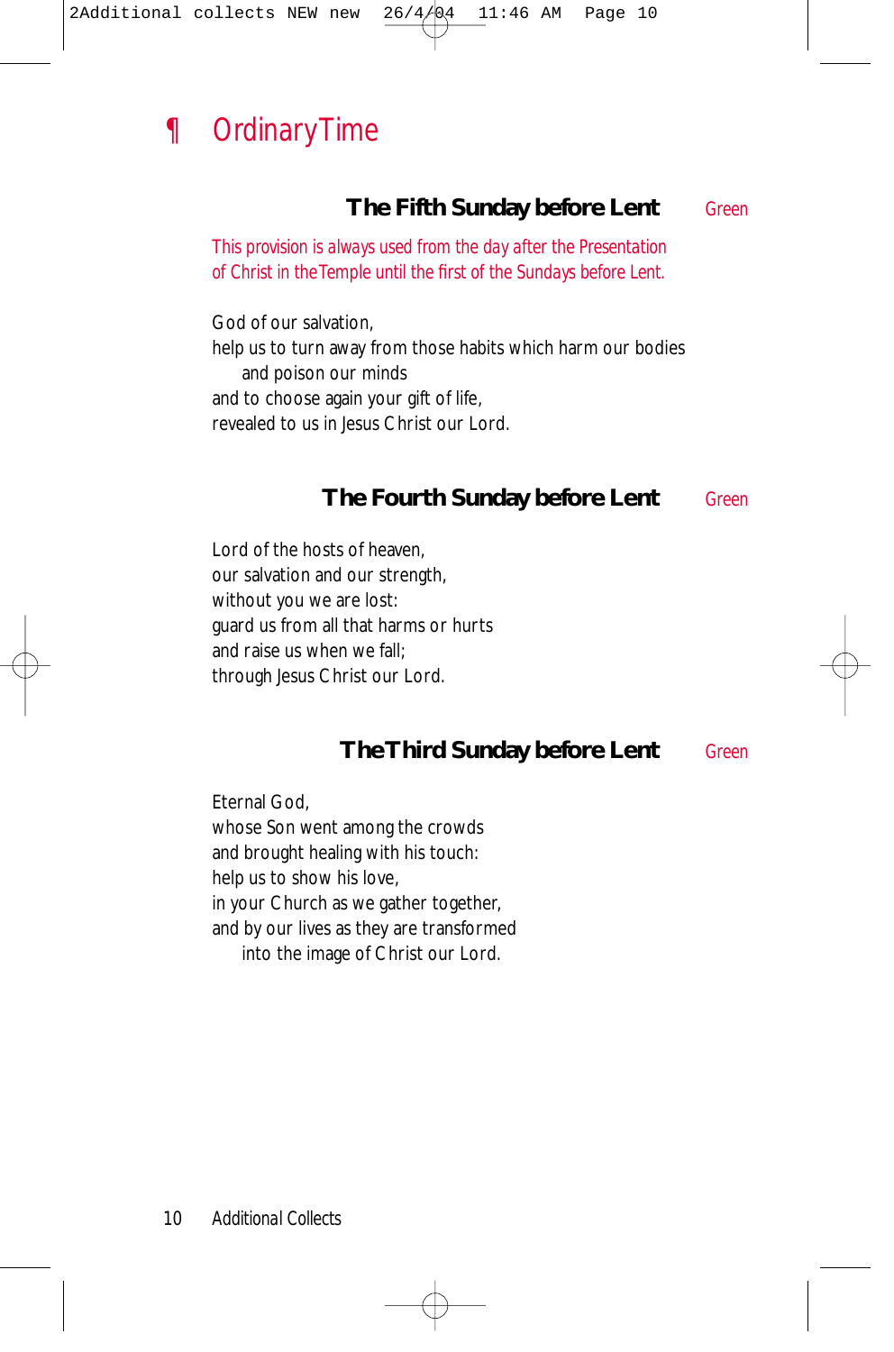# ¶ Ordinary Time

### The Fifth Sunday before Lent — Green

*This provision is always used from the day after the Presentation of Christ in the Temple until the first of the Sundays before Lent.*

God of our salvation,
help us to turn away from those habits which harm our bodies
    and poison our minds
and to choose again your gift of life,
revealed to us in Jesus Christ our Lord.

### The Fourth Sunday before Lent — Green

Lord of the hosts of heaven,
our salvation and our strength,
without you we are lost:
guard us from all that harms or hurts
and raise us when we fall;
through Jesus Christ our Lord.

### The Third Sunday before Lent — Green

Eternal God,
whose Son went among the crowds
and brought healing with his touch:
help us to show his love,
in your Church as we gather together,
and by our lives as they are transformed
    into the image of Christ our Lord.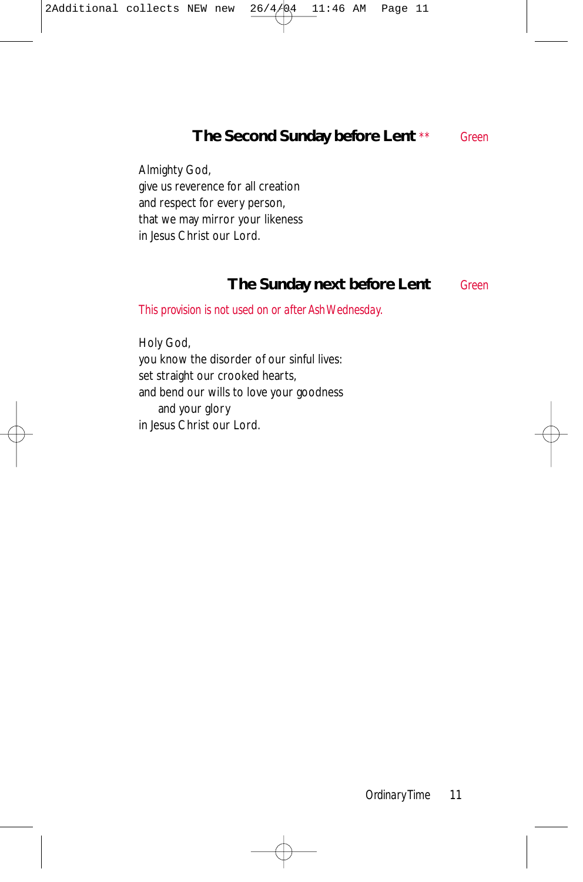## The Second Sunday before Lent ** Green

Almighty God,
give us reverence for all creation
and respect for every person,
that we may mirror your likeness
in Jesus Christ our Lord.

## The Sunday next before Lent Green

*This provision is not used on or after Ash Wednesday.*

Holy God,
you know the disorder of our sinful lives:
set straight our crooked hearts,
and bend our wills to love your goodness
  and your glory
in Jesus Christ our Lord.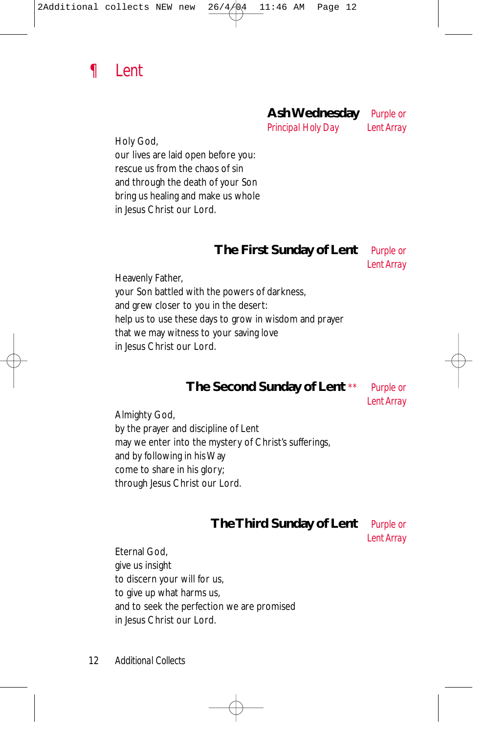# ¶ Lent

## Ash Wednesday

Principal Holy Day

Purple or Lent Array

Holy God,
our lives are laid open before you:
rescue us from the chaos of sin
and through the death of your Son
bring us healing and make us whole
in Jesus Christ our Lord.

## The First Sunday of Lent

Purple or Lent Array

Heavenly Father,
your Son battled with the powers of darkness,
and grew closer to you in the desert:
help us to use these days to grow in wisdom and prayer
that we may witness to your saving love
in Jesus Christ our Lord.

## The Second Sunday of Lent **

Purple or Lent Array

Almighty God,
by the prayer and discipline of Lent
may we enter into the mystery of Christ's sufferings,
and by following in his Way
come to share in his glory;
through Jesus Christ our Lord.

## The Third Sunday of Lent

Purple or Lent Array

Eternal God,
give us insight
to discern your will for us,
to give up what harms us,
and to seek the perfection we are promised
in Jesus Christ our Lord.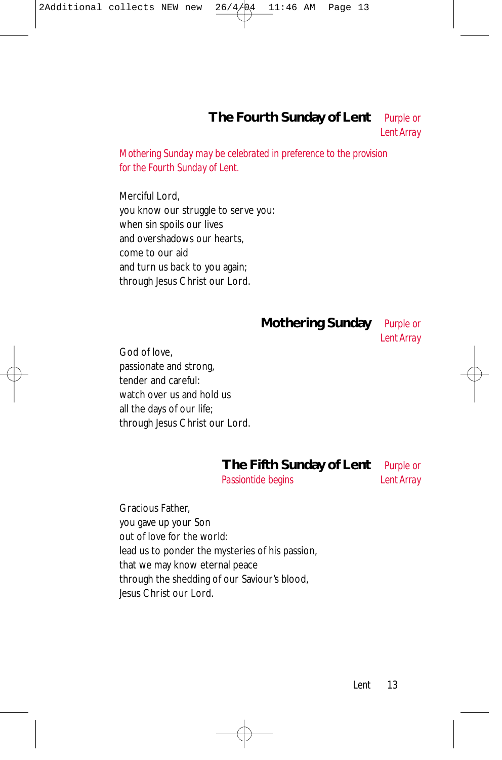## The Fourth Sunday of Lent

*Purple or Lent Array*

*Mothering Sunday may be celebrated in preference to the provision for the Fourth Sunday of Lent.*

Merciful Lord,  
you know our struggle to serve you:  
when sin spoils our lives  
and overshadows our hearts,  
come to our aid  
and turn us back to you again;  
through Jesus Christ our Lord.

## Mothering Sunday

*Purple or Lent Array*

God of love,  
passionate and strong,  
tender and careful:  
watch over us and hold us  
all the days of our life;  
through Jesus Christ our Lord.

## The Fifth Sunday of Lent

*Passiontide begins*

*Purple or Lent Array*

Gracious Father,  
you gave up your Son  
out of love for the world:  
lead us to ponder the mysteries of his passion,  
that we may know eternal peace  
through the shedding of our Saviour's blood,  
Jesus Christ our Lord.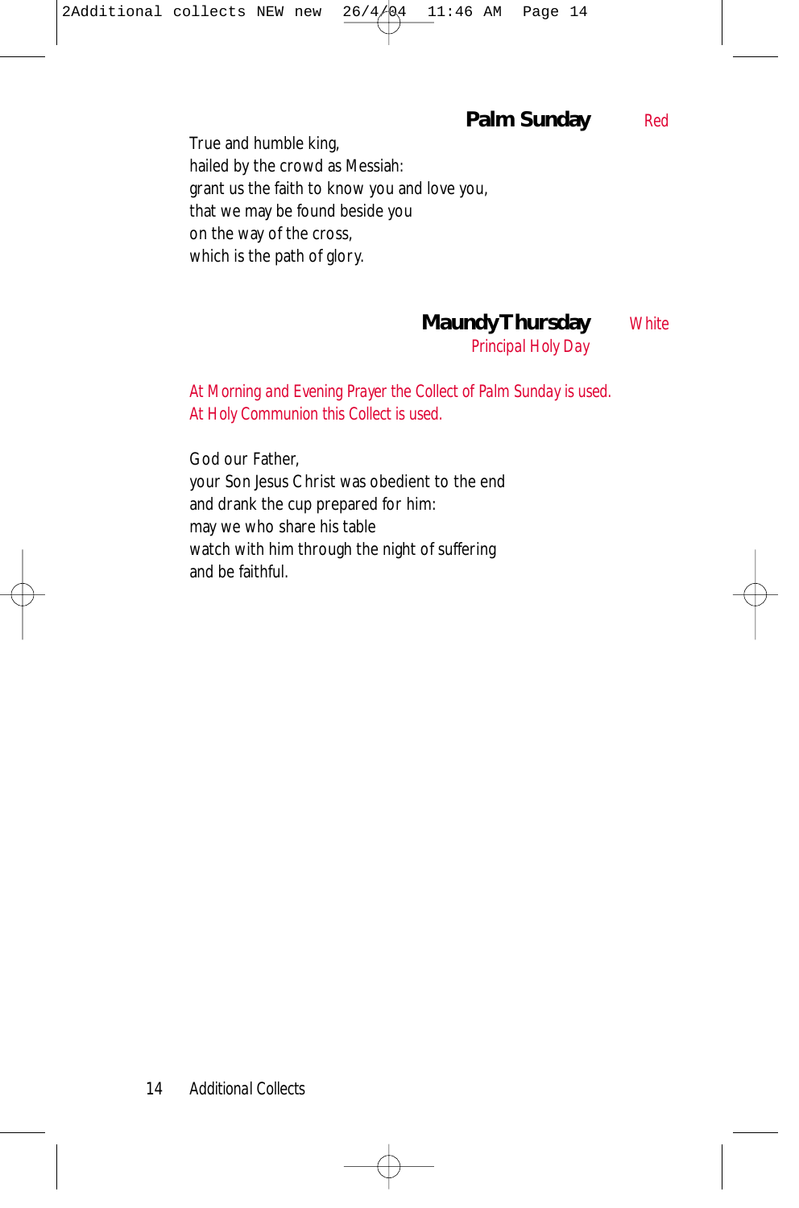## Palm Sunday

*Red*

True and humble king,
hailed by the crowd as Messiah:
grant us the faith to know you and love you,
that we may be found beside you
on the way of the cross,
which is the path of glory.

## Maundy Thursday

*White*

*Principal Holy Day*

*At Morning and Evening Prayer the Collect of Palm Sunday is used.*
*At Holy Communion this Collect is used.*

God our Father,
your Son Jesus Christ was obedient to the end
and drank the cup prepared for him:
may we who share his table
watch with him through the night of suffering
and be faithful.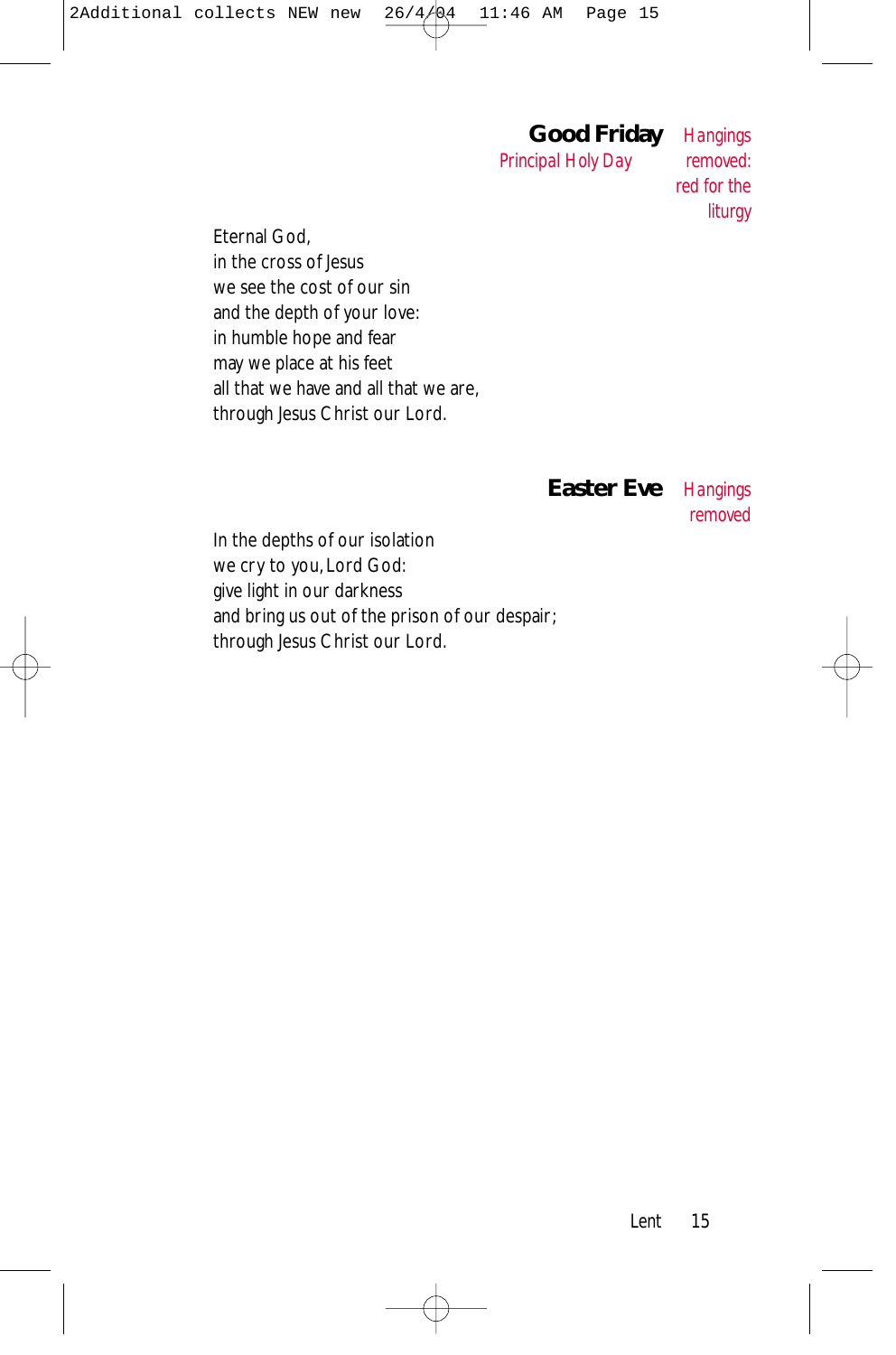## Good Friday

*Principal Holy Day*

*Hangings removed: red for the liturgy*

Eternal God,
in the cross of Jesus
we see the cost of our sin
and the depth of your love:
in humble hope and fear
may we place at his feet
all that we have and all that we are,
through Jesus Christ our Lord.

## Easter Eve

*Hangings removed*

In the depths of our isolation
we cry to you, Lord God:
give light in our darkness
and bring us out of the prison of our despair;
through Jesus Christ our Lord.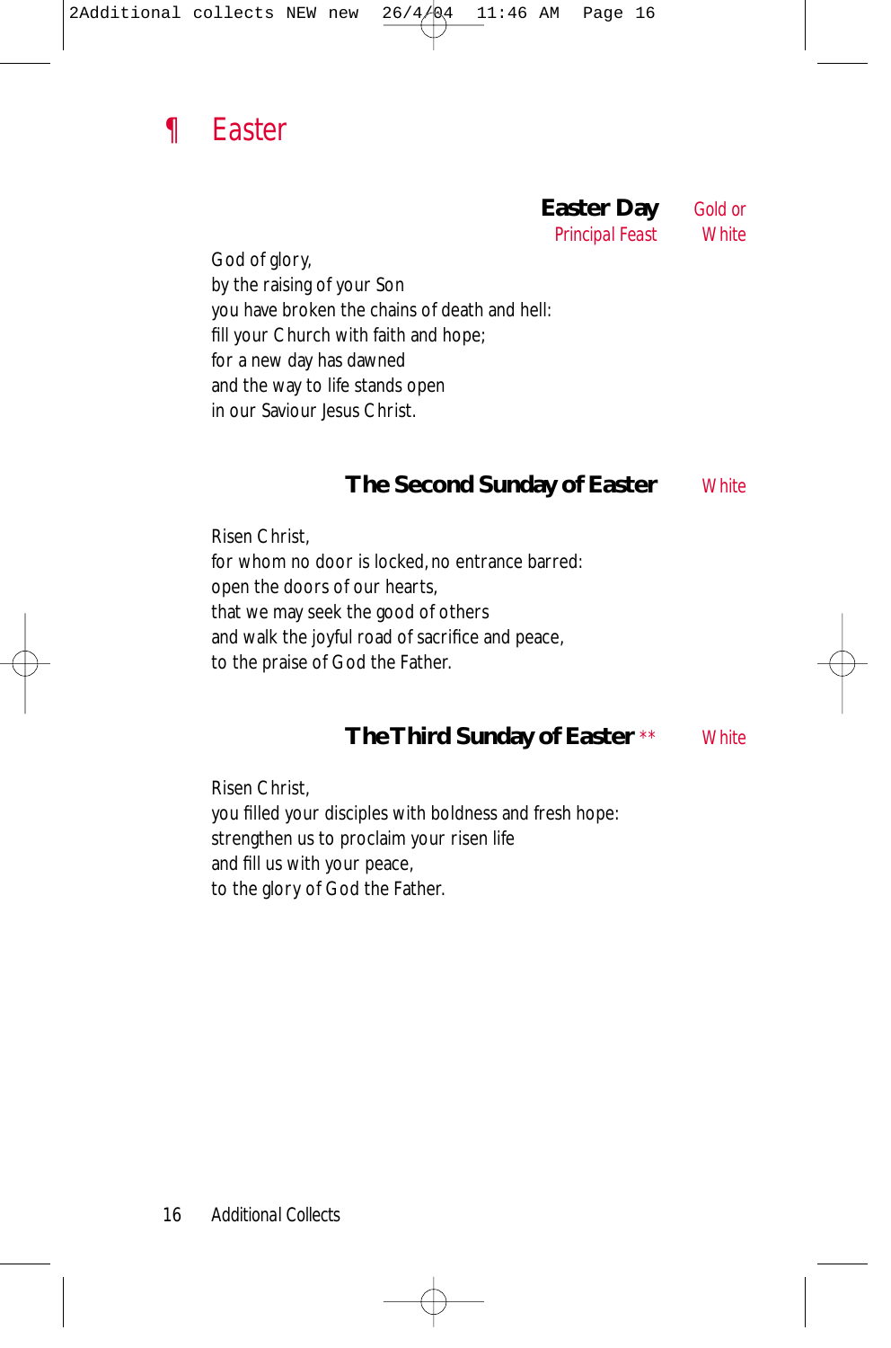# ¶ Easter

## Easter Day

Principal Feast — Gold or White

God of glory,
by the raising of your Son
you have broken the chains of death and hell:
fill your Church with faith and hope;
for a new day has dawned
and the way to life stands open
in our Saviour Jesus Christ.

## The Second Sunday of Easter

White

Risen Christ,
for whom no door is locked, no entrance barred:
open the doors of our hearts,
that we may seek the good of others
and walk the joyful road of sacrifice and peace,
to the praise of God the Father.

## The Third Sunday of Easter **

White

Risen Christ,
you filled your disciples with boldness and fresh hope:
strengthen us to proclaim your risen life
and fill us with your peace,
to the glory of God the Father.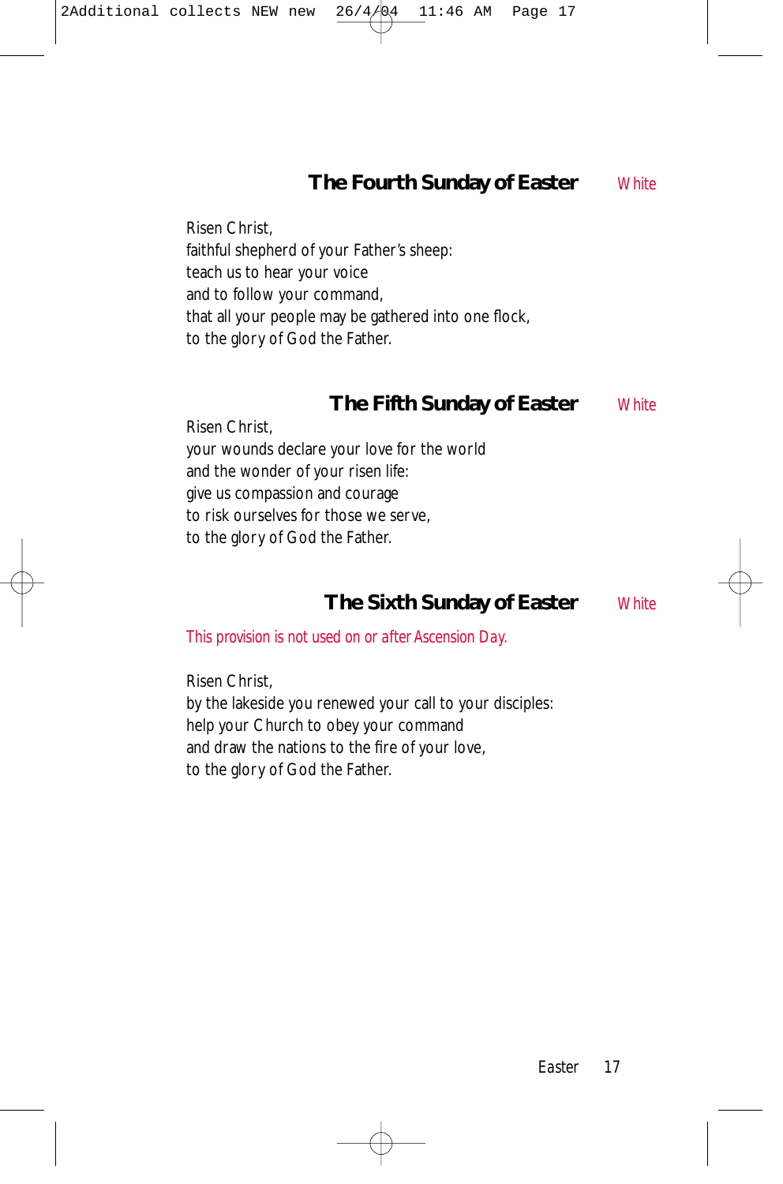## The Fourth Sunday of Easter *White*

Risen Christ,
faithful shepherd of your Father's sheep:
teach us to hear your voice
and to follow your command,
that all your people may be gathered into one flock,
to the glory of God the Father.

## The Fifth Sunday of Easter *White*

Risen Christ,
your wounds declare your love for the world
and the wonder of your risen life:
give us compassion and courage
to risk ourselves for those we serve,
to the glory of God the Father.

## The Sixth Sunday of Easter *White*

*This provision is not used on or after Ascension Day.*

Risen Christ,
by the lakeside you renewed your call to your disciples:
help your Church to obey your command
and draw the nations to the fire of your love,
to the glory of God the Father.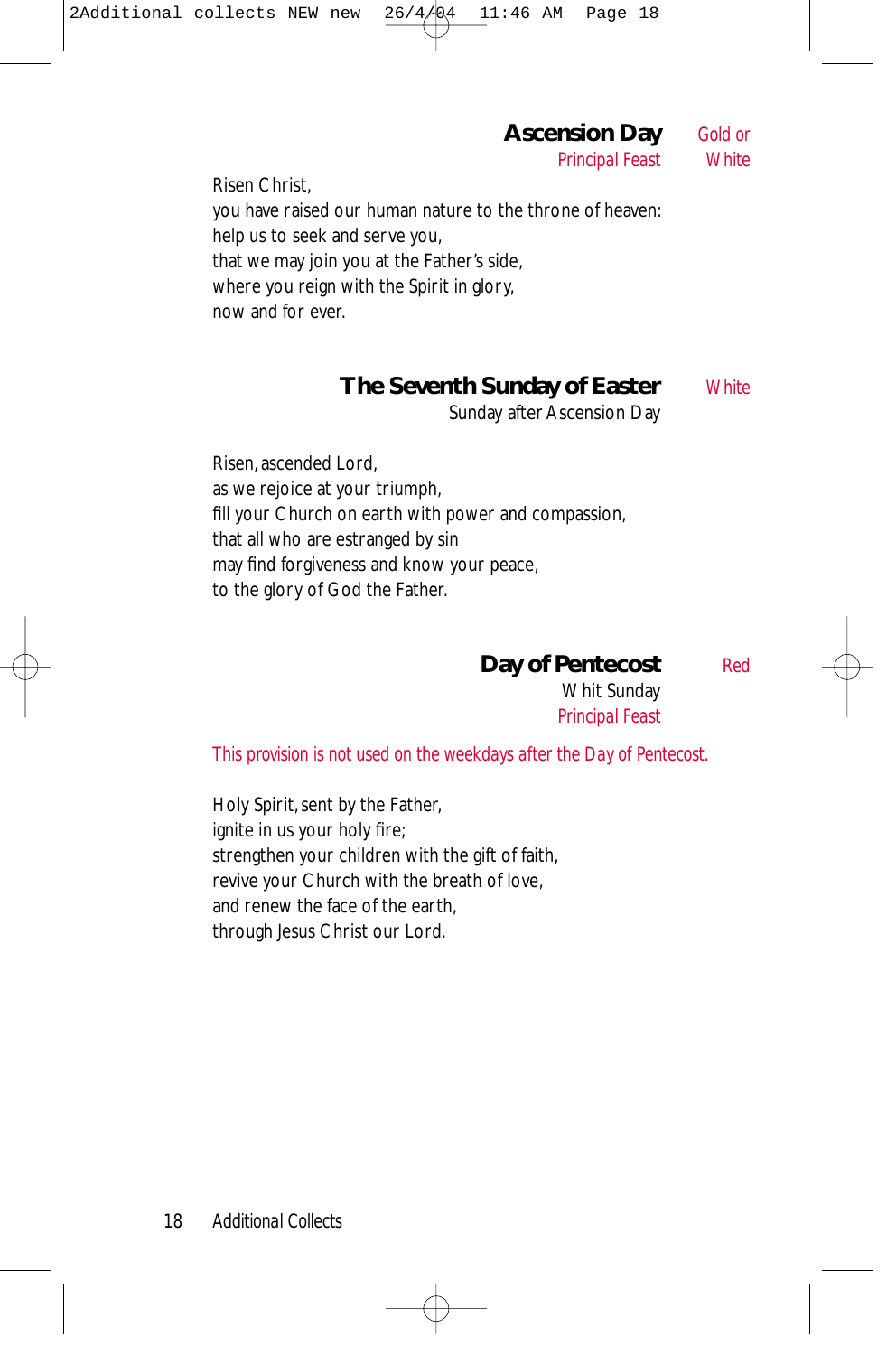## Ascension Day

Principal Feast

Gold or White

Risen Christ,
you have raised our human nature to the throne of heaven:
help us to seek and serve you,
that we may join you at the Father's side,
where you reign with the Spirit in glory,
now and for ever.

## The Seventh Sunday of Easter

Sunday after Ascension Day

White

Risen, ascended Lord,
as we rejoice at your triumph,
fill your Church on earth with power and compassion,
that all who are estranged by sin
may find forgiveness and know your peace,
to the glory of God the Father.

## Day of Pentecost

Whit Sunday
Principal Feast

Red

This provision is not used on the weekdays after the Day of Pentecost.

Holy Spirit, sent by the Father,
ignite in us your holy fire;
strengthen your children with the gift of faith,
revive your Church with the breath of love,
and renew the face of the earth,
through Jesus Christ our Lord.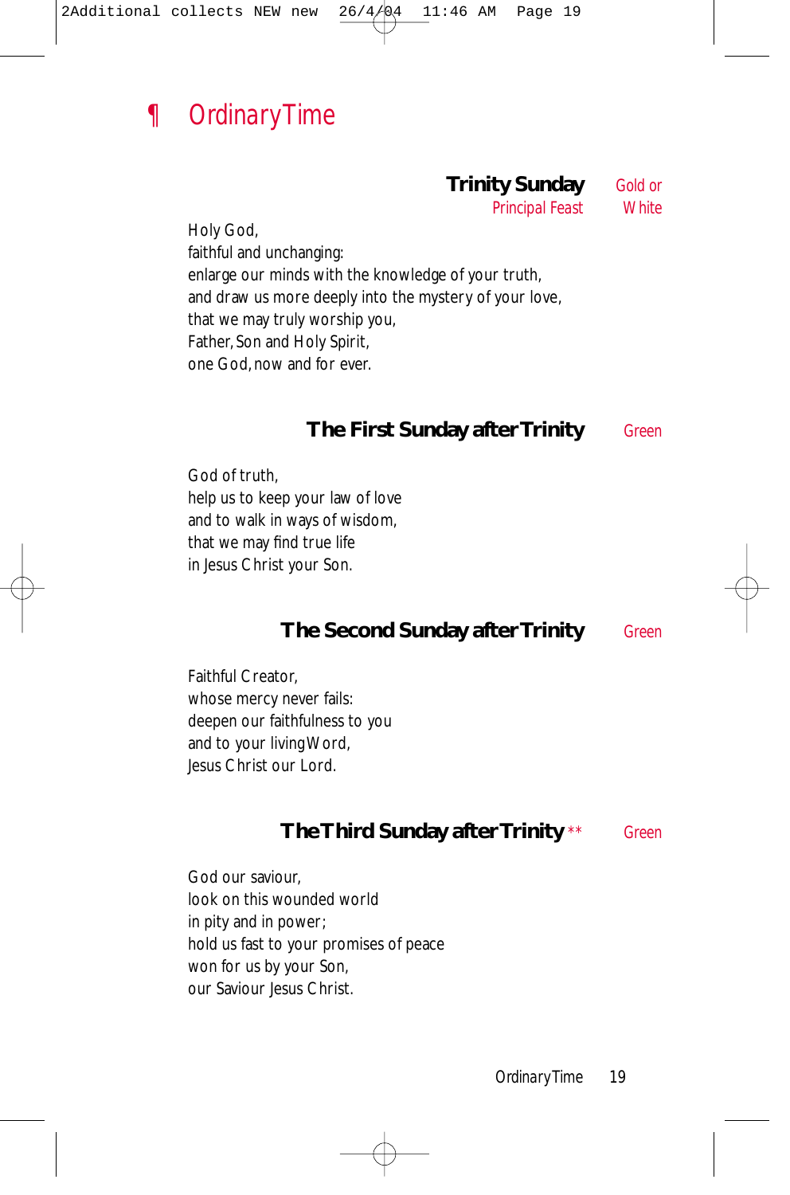# ¶ Ordinary Time

## Trinity Sunday

*Principal Feast* — Gold or White

Holy God,
faithful and unchanging:
enlarge our minds with the knowledge of your truth,
and draw us more deeply into the mystery of your love,
that we may truly worship you,
Father, Son and Holy Spirit,
one God, now and for ever.

## The First Sunday after Trinity

Green

God of truth,
help us to keep your law of love
and to walk in ways of wisdom,
that we may find true life
in Jesus Christ your Son.

## The Second Sunday after Trinity

Green

Faithful Creator,
whose mercy never fails:
deepen our faithfulness to you
and to your living Word,
Jesus Christ our Lord.

## The Third Sunday after Trinity **

Green

God our saviour,
look on this wounded world
in pity and in power;
hold us fast to your promises of peace
won for us by your Son,
our Saviour Jesus Christ.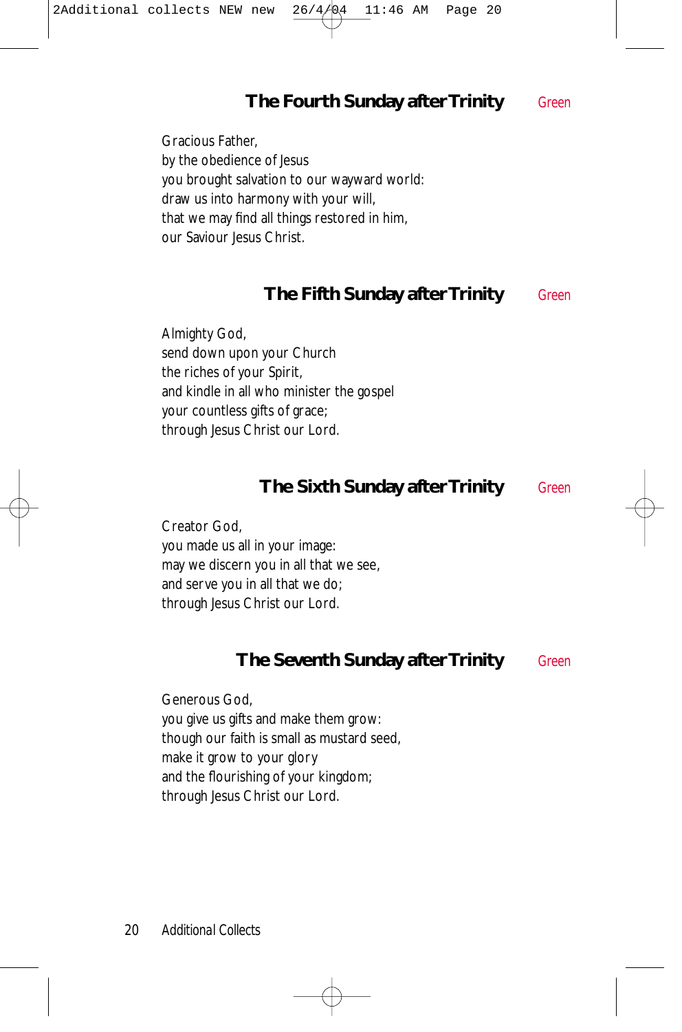## The Fourth Sunday after Trinity

Green

Gracious Father,
by the obedience of Jesus
you brought salvation to our wayward world:
draw us into harmony with your will,
that we may find all things restored in him,
our Saviour Jesus Christ.

## The Fifth Sunday after Trinity

Green

Almighty God,
send down upon your Church
the riches of your Spirit,
and kindle in all who minister the gospel
your countless gifts of grace;
through Jesus Christ our Lord.

## The Sixth Sunday after Trinity

Green

Creator God,
you made us all in your image:
may we discern you in all that we see,
and serve you in all that we do;
through Jesus Christ our Lord.

## The Seventh Sunday after Trinity

Green

Generous God,
you give us gifts and make them grow:
though our faith is small as mustard seed,
make it grow to your glory
and the flourishing of your kingdom;
through Jesus Christ our Lord.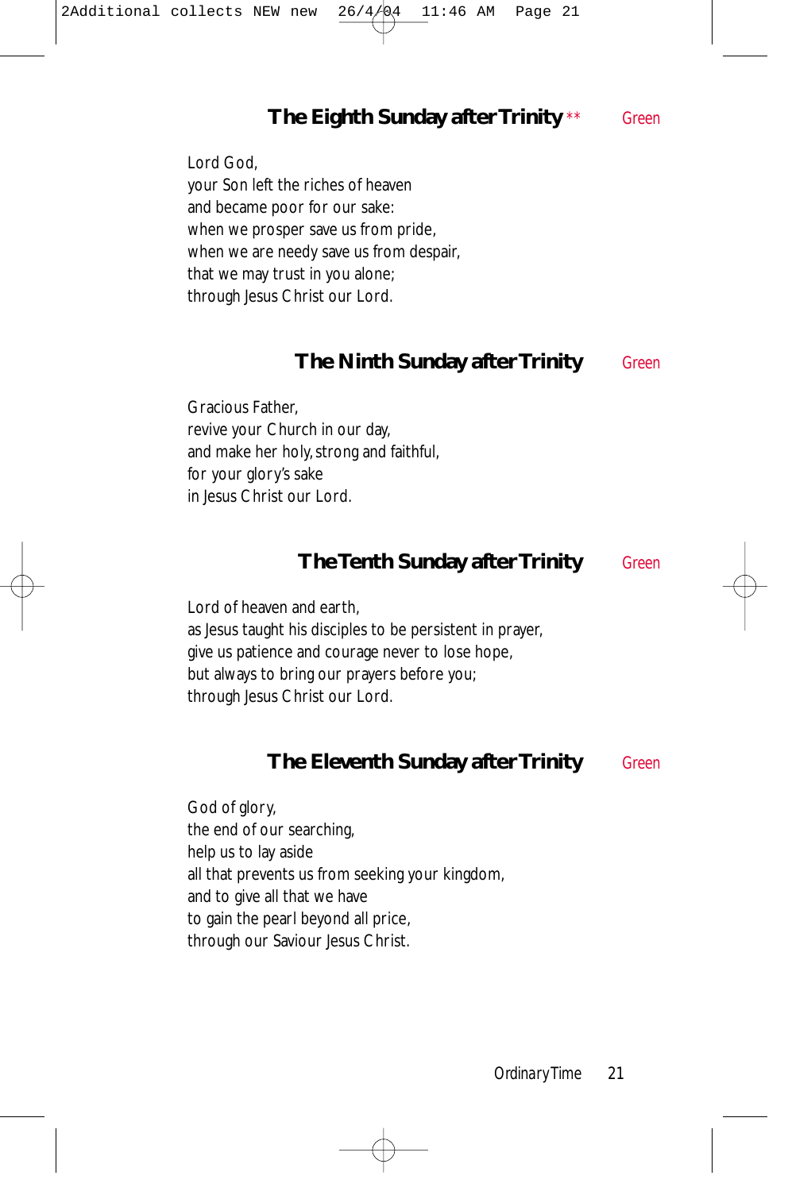## The Eighth Sunday after Trinity ** Green

Lord God,
your Son left the riches of heaven
and became poor for our sake:
when we prosper save us from pride,
when we are needy save us from despair,
that we may trust in you alone;
through Jesus Christ our Lord.

## The Ninth Sunday after Trinity Green

Gracious Father,
revive your Church in our day,
and make her holy, strong and faithful,
for your glory's sake
in Jesus Christ our Lord.

## The Tenth Sunday after Trinity Green

Lord of heaven and earth,
as Jesus taught his disciples to be persistent in prayer,
give us patience and courage never to lose hope,
but always to bring our prayers before you;
through Jesus Christ our Lord.

## The Eleventh Sunday after Trinity Green

God of glory,
the end of our searching,
help us to lay aside
all that prevents us from seeking your kingdom,
and to give all that we have
to gain the pearl beyond all price,
through our Saviour Jesus Christ.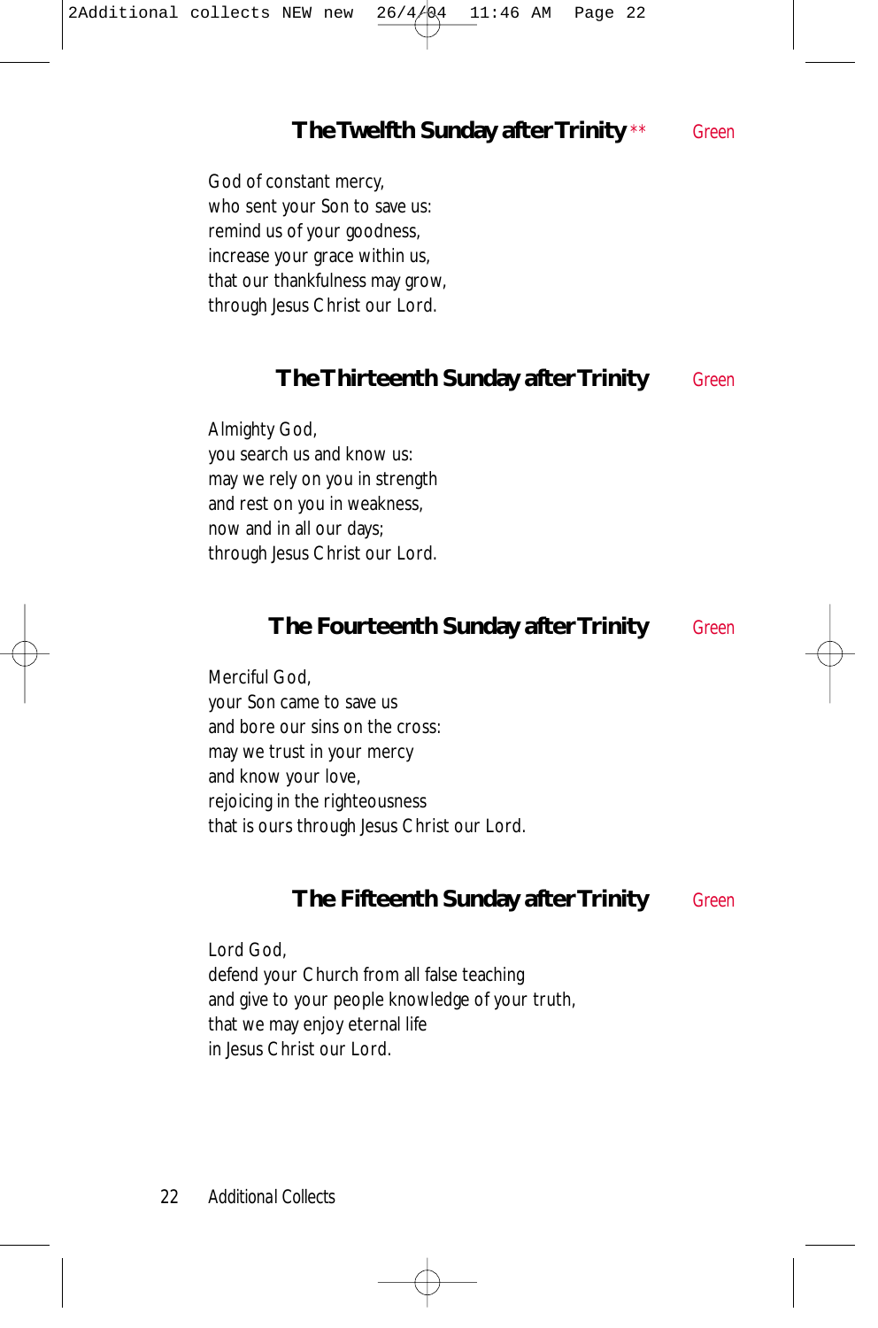## The Twelfth Sunday after Trinity ** Green

God of constant mercy,
who sent your Son to save us:
remind us of your goodness,
increase your grace within us,
that our thankfulness may grow,
through Jesus Christ our Lord.

## The Thirteenth Sunday after Trinity Green

Almighty God,
you search us and know us:
may we rely on you in strength
and rest on you in weakness,
now and in all our days;
through Jesus Christ our Lord.

## The Fourteenth Sunday after Trinity Green

Merciful God,
your Son came to save us
and bore our sins on the cross:
may we trust in your mercy
and know your love,
rejoicing in the righteousness
that is ours through Jesus Christ our Lord.

## The Fifteenth Sunday after Trinity Green

Lord God,
defend your Church from all false teaching
and give to your people knowledge of your truth,
that we may enjoy eternal life
in Jesus Christ our Lord.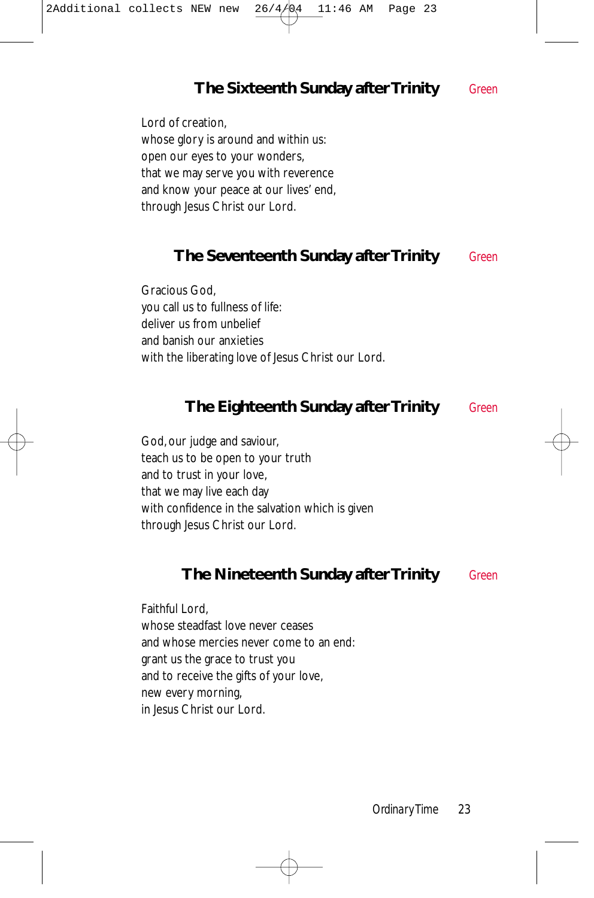## The Sixteenth Sunday after Trinity Green

Lord of creation,
whose glory is around and within us:
open our eyes to your wonders,
that we may serve you with reverence
and know your peace at our lives' end,
through Jesus Christ our Lord.

## The Seventeenth Sunday after Trinity Green

Gracious God,
you call us to fullness of life:
deliver us from unbelief
and banish our anxieties
with the liberating love of Jesus Christ our Lord.

## The Eighteenth Sunday after Trinity Green

God, our judge and saviour,
teach us to be open to your truth
and to trust in your love,
that we may live each day
with confidence in the salvation which is given
through Jesus Christ our Lord.

## The Nineteenth Sunday after Trinity Green

Faithful Lord,
whose steadfast love never ceases
and whose mercies never come to an end:
grant us the grace to trust you
and to receive the gifts of your love,
new every morning,
in Jesus Christ our Lord.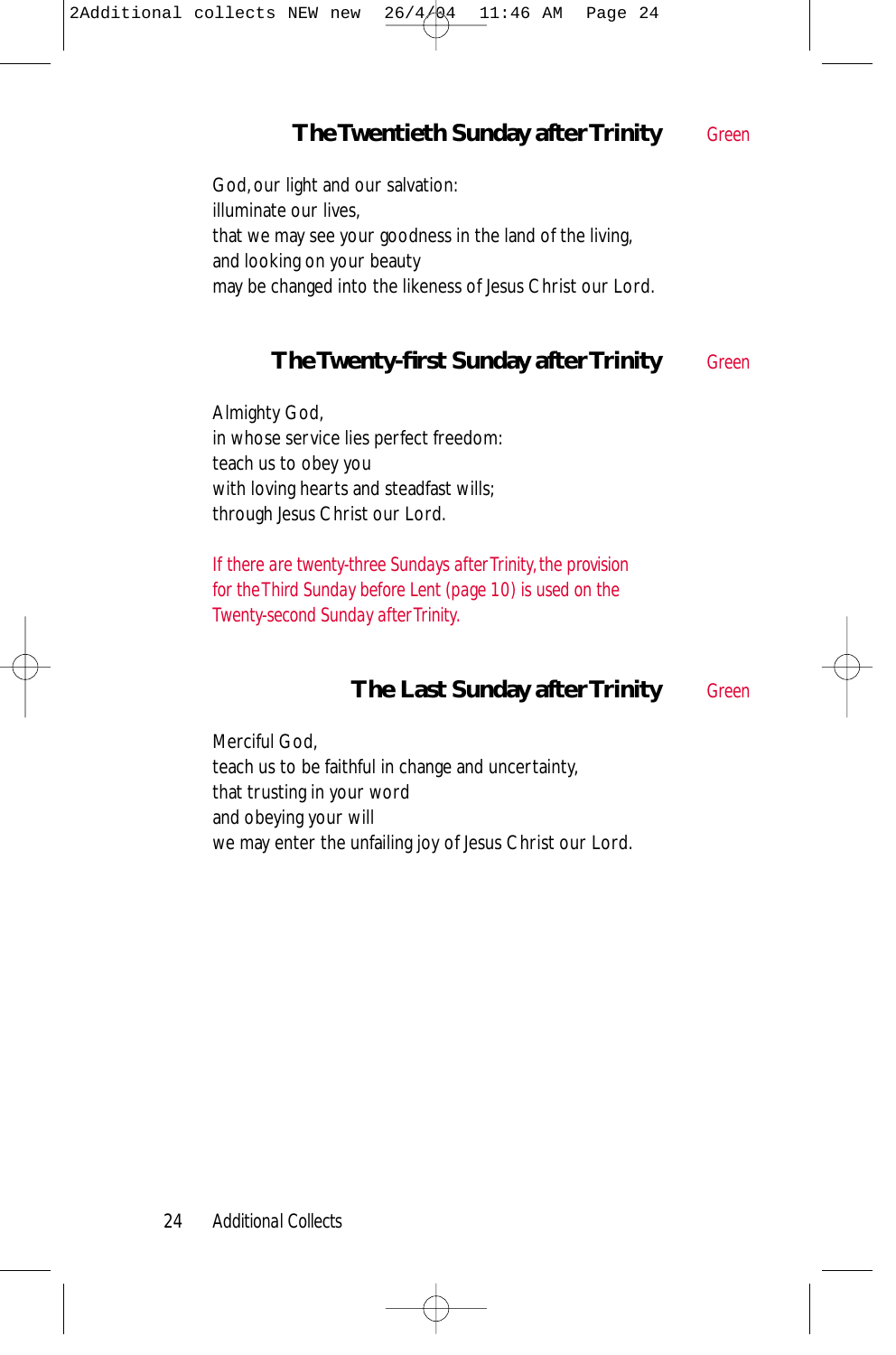## The Twentieth Sunday after Trinity *Green*

God, our light and our salvation:
illuminate our lives,
that we may see your goodness in the land of the living,
and looking on your beauty
may be changed into the likeness of Jesus Christ our Lord.

## The Twenty-first Sunday after Trinity *Green*

Almighty God,
in whose service lies perfect freedom:
teach us to obey you
with loving hearts and steadfast wills;
through Jesus Christ our Lord.

*If there are twenty-three Sundays after Trinity, the provision for the Third Sunday before Lent (page 10) is used on the Twenty-second Sunday after Trinity.*

## The Last Sunday after Trinity *Green*

Merciful God,
teach us to be faithful in change and uncertainty,
that trusting in your word
and obeying your will
we may enter the unfailing joy of Jesus Christ our Lord.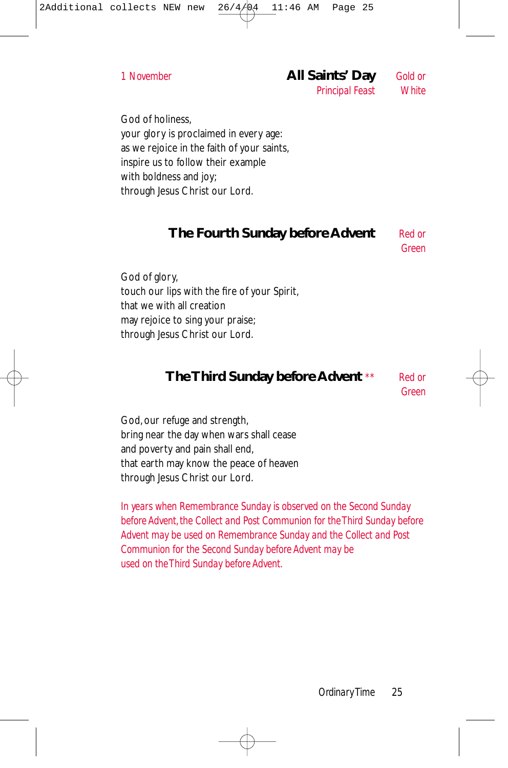1 November

## All Saints' Day

Principal Feast

Gold or White

God of holiness,
your glory is proclaimed in every age:
as we rejoice in the faith of your saints,
inspire us to follow their example
with boldness and joy;
through Jesus Christ our Lord.

## The Fourth Sunday before Advent

Red or Green

God of glory,
touch our lips with the fire of your Spirit,
that we with all creation
may rejoice to sing your praise;
through Jesus Christ our Lord.

## The Third Sunday before Advent **

Red or Green

God, our refuge and strength,
bring near the day when wars shall cease
and poverty and pain shall end,
that earth may know the peace of heaven
through Jesus Christ our Lord.

*In years when Remembrance Sunday is observed on the Second Sunday before Advent, the Collect and Post Communion for the Third Sunday before Advent may be used on Remembrance Sunday and the Collect and Post Communion for the Second Sunday before Advent may be used on the Third Sunday before Advent.*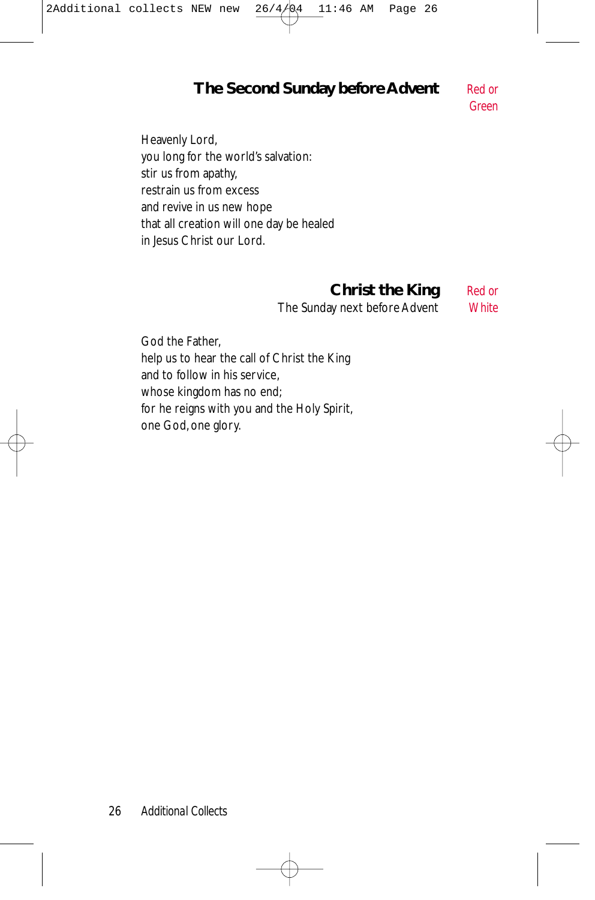## The Second Sunday before Advent

Red or Green

Heavenly Lord,
you long for the world's salvation:
stir us from apathy,
restrain us from excess
and revive in us new hope
that all creation will one day be healed
in Jesus Christ our Lord.

## Christ the King

The Sunday next before Advent

Red or White

God the Father,
help us to hear the call of Christ the King
and to follow in his service,
whose kingdom has no end;
for he reigns with you and the Holy Spirit,
one God, one glory.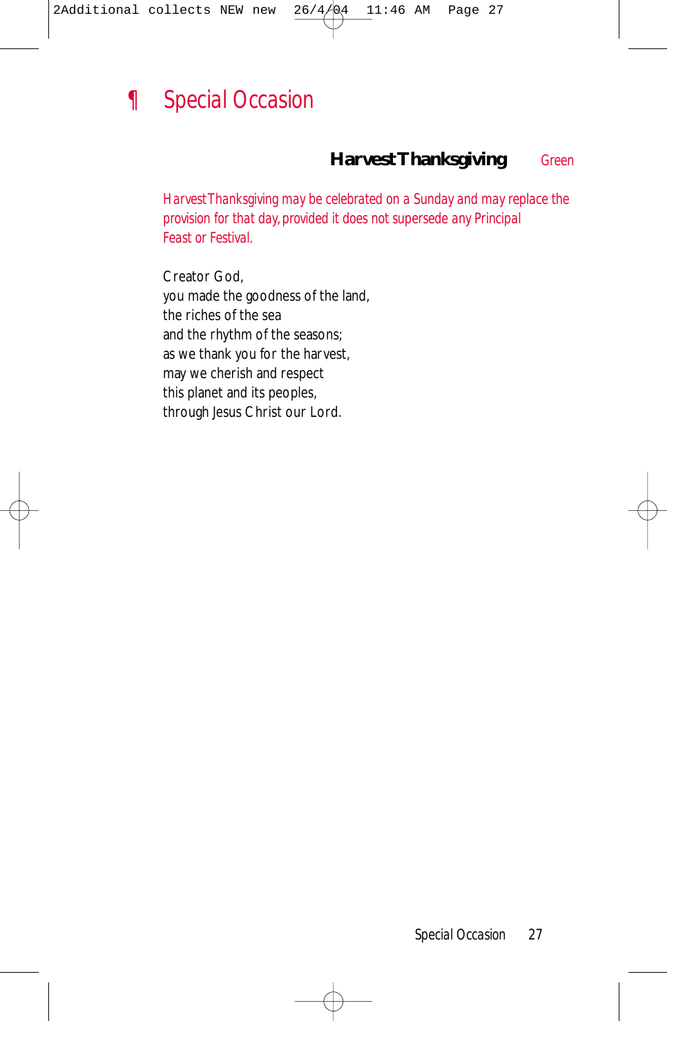# ¶ Special Occasion

## Harvest Thanksgiving

Green

*Harvest Thanksgiving may be celebrated on a Sunday and may replace the provision for that day, provided it does not supersede any Principal Feast or Festival.*

Creator God,
you made the goodness of the land,
the riches of the sea
and the rhythm of the seasons;
as we thank you for the harvest,
may we cherish and respect
this planet and its peoples,
through Jesus Christ our Lord.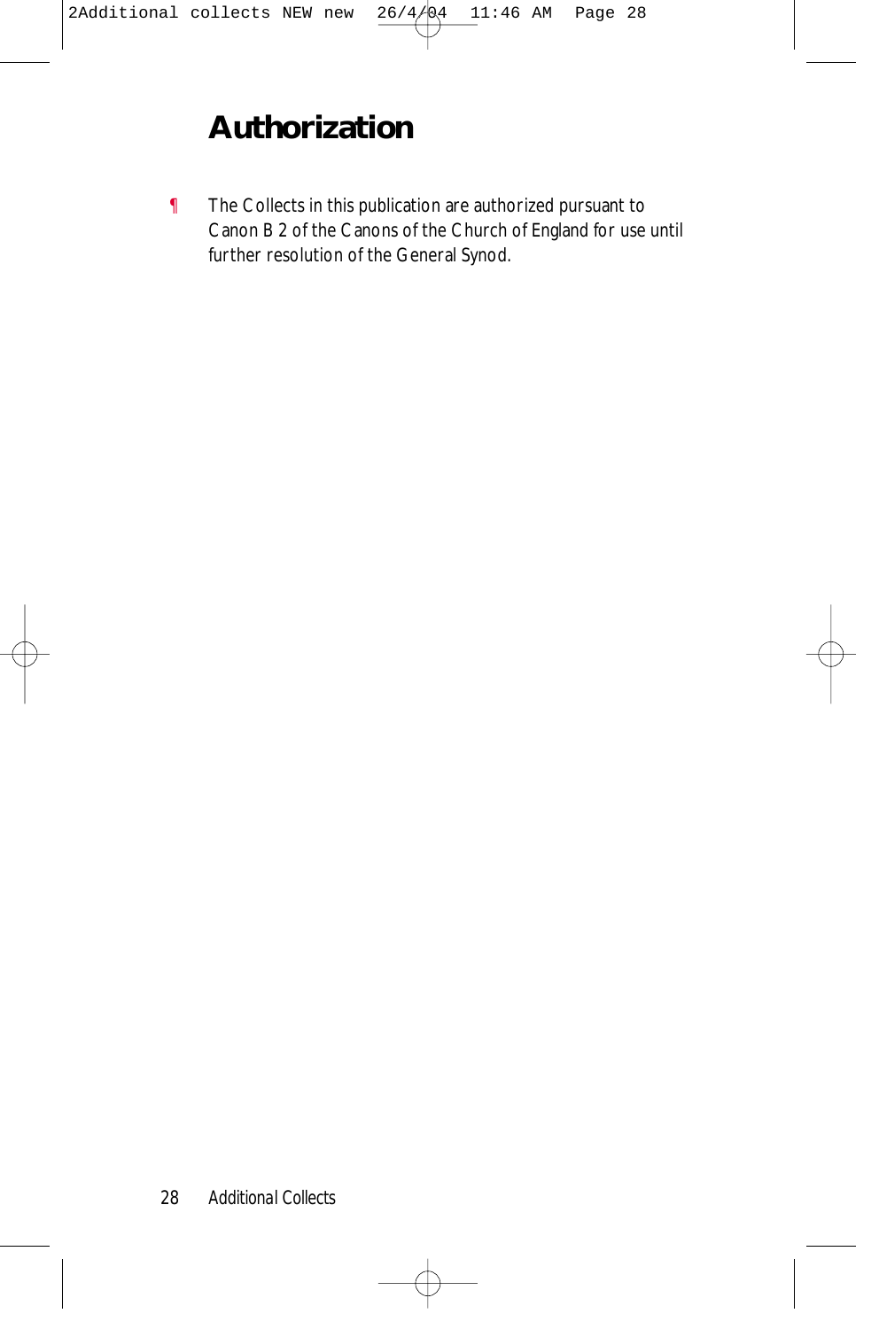# Authorization

¶ The Collects in this publication are authorized pursuant to Canon B 2 of the Canons of the Church of England for use until further resolution of the General Synod.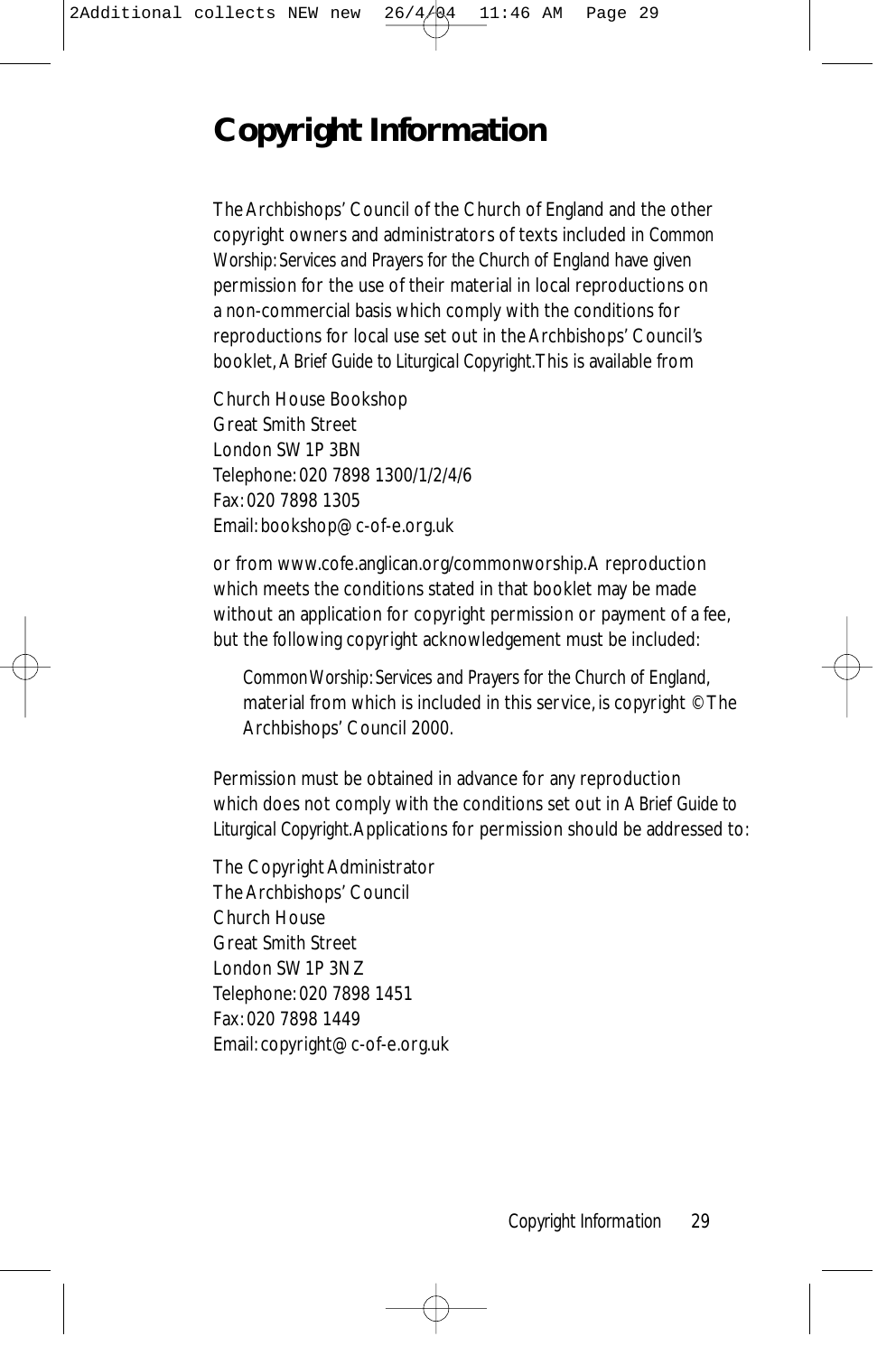# Copyright Information

The Archbishops' Council of the Church of England and the other copyright owners and administrators of texts included in *Common Worship: Services and Prayers for the Church of England* have given permission for the use of their material in local reproductions on a non-commercial basis which comply with the conditions for reproductions for local use set out in the Archbishops' Council's booklet, *A Brief Guide to Liturgical Copyright*. This is available from

Church House Bookshop
Great Smith Street
London SW1P 3BN
Telephone: 020 7898 1300/1/2/4/6
Fax: 020 7898 1305
Email: bookshop@c-of-e.org.uk

or from www.cofe.anglican.org/commonworship. A reproduction which meets the conditions stated in that booklet may be made without an application for copyright permission or payment of a fee, but the following copyright acknowledgement must be included:

> *Common Worship: Services and Prayers for the Church of England*, material from which is included in this service, is copyright © The Archbishops' Council 2000.

Permission must be obtained in advance for any reproduction which does not comply with the conditions set out in *A Brief Guide to Liturgical Copyright*. Applications for permission should be addressed to:

The Copyright Administrator
The Archbishops' Council
Church House
Great Smith Street
London SW1P 3NZ
Telephone: 020 7898 1451
Fax: 020 7898 1449
Email: copyright@c-of-e.org.uk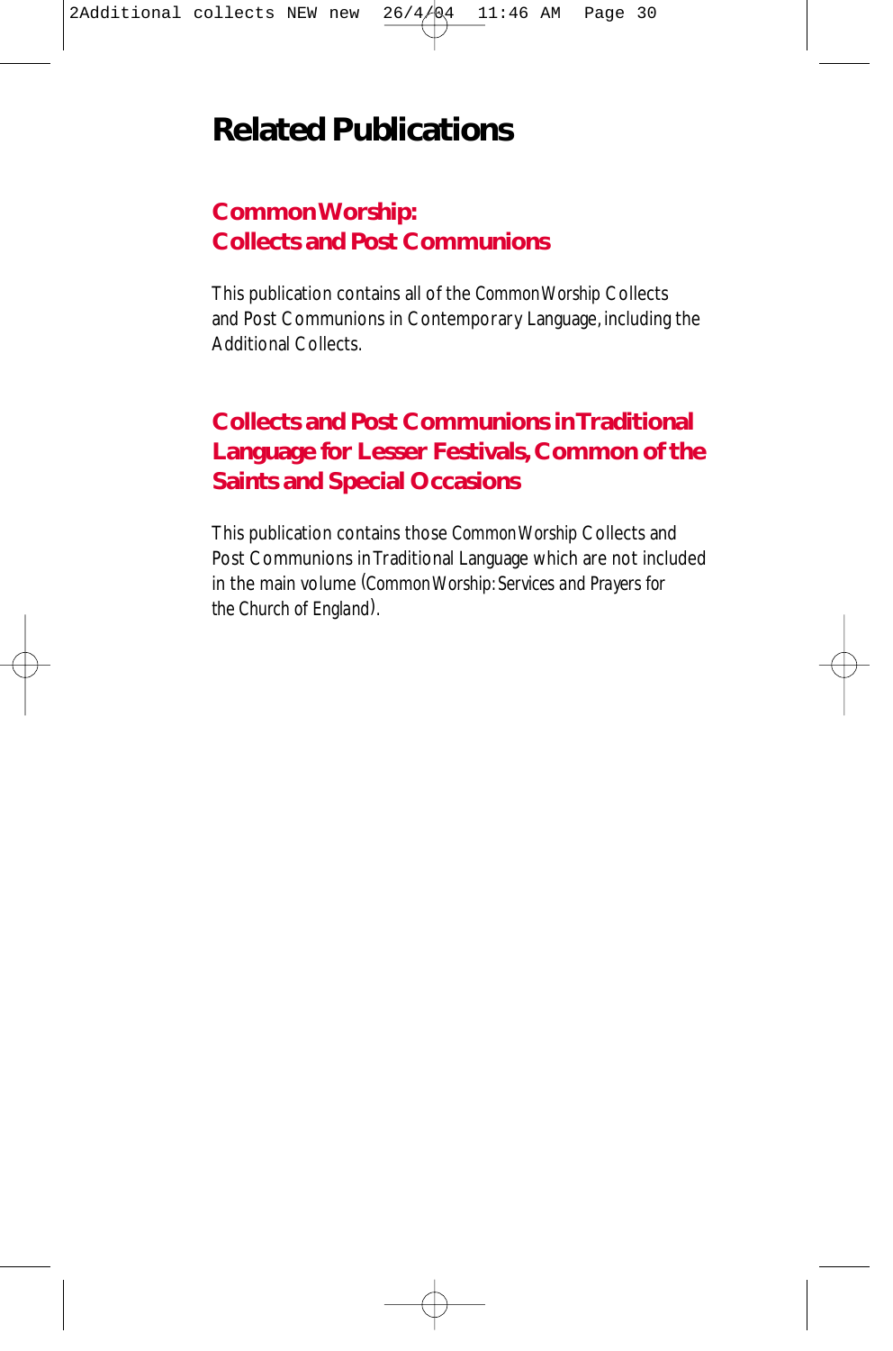# Related Publications

## Common Worship: Collects and Post Communions

This publication contains all of the Common Worship Collects and Post Communions in Contemporary Language, including the Additional Collects.

## Collects and Post Communions in Traditional Language for Lesser Festivals, Common of the Saints and Special Occasions

This publication contains those Common Worship Collects and Post Communions in Traditional Language which are not included in the main volume (*Common Worship: Services and Prayers for the Church of England*).